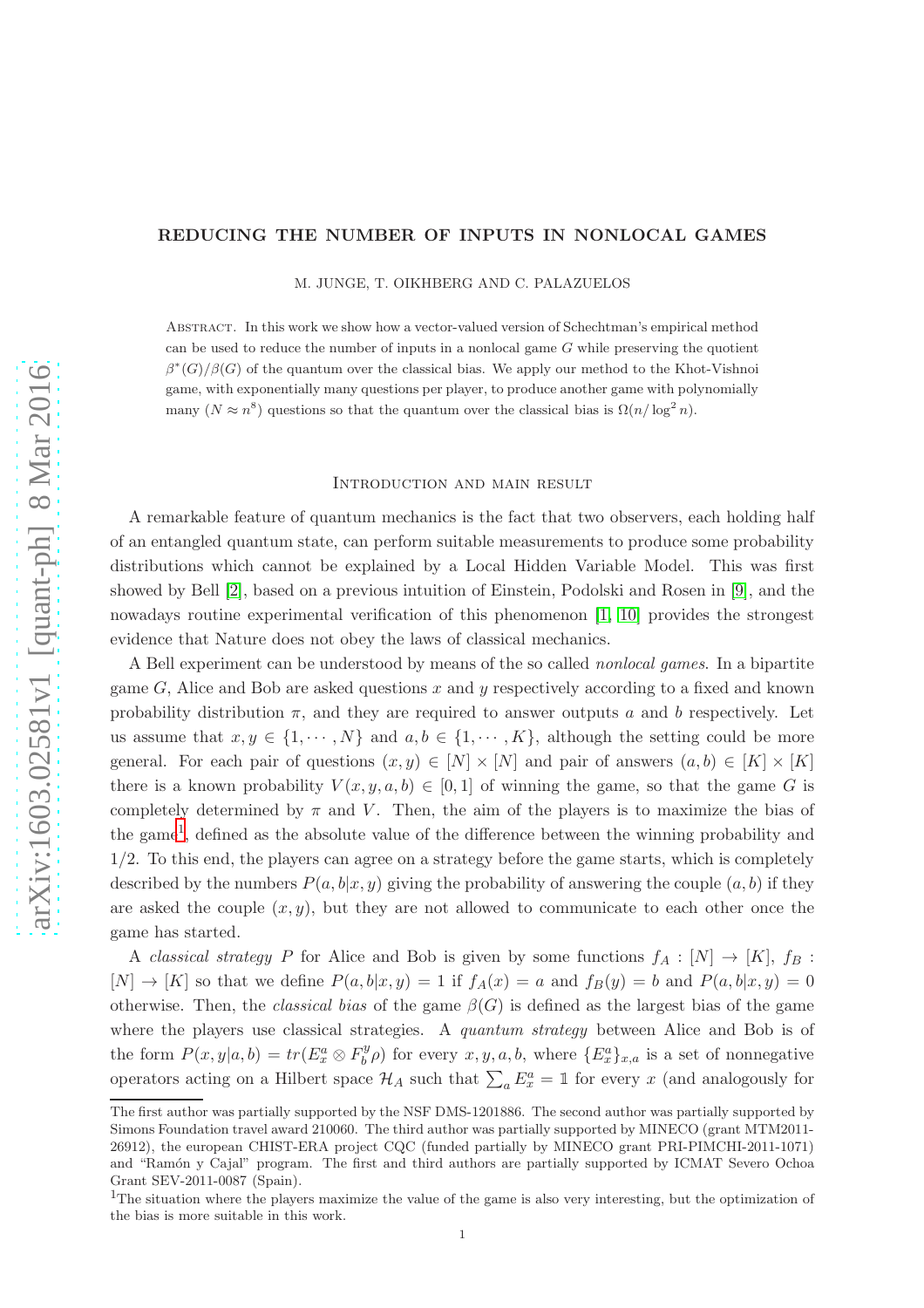# REDUCING THE NUMBER OF INPUTS IN NONLOCAL GAMES

M. JUNGE, T. OIKHBERG AND C. PALAZUELOS

Abstract. In this work we show how a vector-valued version of Schechtman's empirical method can be used to reduce the number of inputs in a nonlocal game $G$ while preserving the quotient $\beta^*(G)/\beta(G)$ of the quantum over the classical bias. We apply our method to the Khot-Vishnoi game, with exponentially many questions per player, to produce another game with polynomially many ($N \approx n^8$) questions so that the quantum over the classical bias is $\Omega(n/\log^2 n)$.

## Introduction and main result

A remarkable feature of quantum mechanics is the fact that two observers, each holding half of an entangled quantum state, can perform suitable measurements to produce some probability distributions which cannot be explained by a Local Hidden Variable Model. This was first showed by Bell [2], based on a previous intuition of Einstein, Podolski and Rosen in [9], and the nowadays routine experimental verification of this phenomenon [1, 10] provides the strongest evidence that Nature does not obey the laws of classical mechanics.

A Bell experiment can be understood by means of the so called *nonlocal games*. In a bipartite game $G$, Alice and Bob are asked questions $x$ and $y$ respectively according to a fixed and known probability distribution $\pi$, and they are required to answer outputs $a$ and $b$ respectively. Let us assume that $x, y \in \{1, \cdots, N\}$ and $a, b \in \{1, \cdots, K\}$, although the setting could be more general. For each pair of questions $(x, y) \in [N] \times [N]$ and pair of answers $(a, b) \in [K] \times [K]$ there is a known probability $V(x, y, a, b) \in [0, 1]$ of winning the game, so that the game $G$ is completely determined by $\pi$ and $V$. Then, the aim of the players is to maximize the bias of the game[1], defined as the absolute value of the difference between the winning probability and 1/2. To this end, the players can agree on a strategy before the game starts, which is completely described by the numbers $P(a, b|x, y)$ giving the probability of answering the couple $(a, b)$ if they are asked the couple $(x, y)$, but they are not allowed to communicate to each other once the game has started.

A *classical strategy* $P$ for Alice and Bob is given by some functions $f_A : [N] \to [K]$, $f_B : [N] \to [K]$ so that we define $P(a, b|x, y) = 1$ if $f_A(x) = a$ and $f_B(y) = b$ and $P(a, b|x, y) = 0$ otherwise. Then, the *classical bias* of the game $\beta(G)$ is defined as the largest bias of the game where the players use classical strategies. A *quantum strategy* between Alice and Bob is of the form $P(x, y|a, b) = tr(E_x^a \otimes F_b^y \rho)$ for every $x, y, a, b$, where $\{E_x^a\}_{x,a}$ is a set of nonnegative operators acting on a Hilbert space $\mathcal{H}_A$ such that $\sum_a E_x^a = \mathbb{1}$ for every $x$ (and analogously for

The first author was partially supported by the NSF DMS-1201886. The second author was partially supported by Simons Foundation travel award 210060. The third author was partially supported by MINECO (grant MTM2011-26912), the european CHIST-ERA project CQC (funded partially by MINECO grant PRI-PIMCHI-2011-1071) and "Ramón y Cajal" program. The first and third authors are partially supported by ICMAT Severo Ochoa Grant SEV-2011-0087 (Spain).

[1] The situation where the players maximize the value of the game is also very interesting, but the optimization of the bias is more suitable in this work.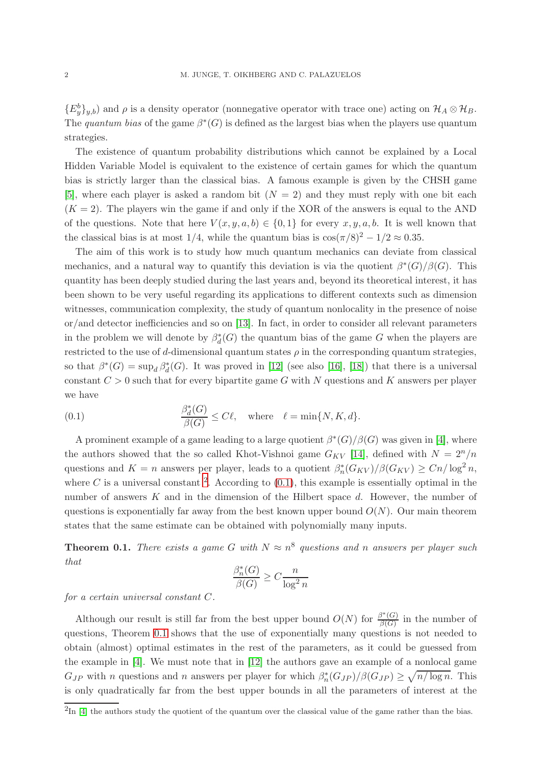$\{E_y^b\}_{y,b}$) and $\rho$ is a density operator (nonnegative operator with trace one) acting on $\mathcal{H}_A \otimes \mathcal{H}_B$. The *quantum bias* of the game $\beta^*(G)$ is defined as the largest bias when the players use quantum strategies.

The existence of quantum probability distributions which cannot be explained by a Local Hidden Variable Model is equivalent to the existence of certain games for which the quantum bias is strictly larger than the classical bias. A famous example is given by the CHSH game [5], where each player is asked a random bit ($N = 2$) and they must reply with one bit each ($K = 2$). The players win the game if and only if the XOR of the answers is equal to the AND of the questions. Note that here $V(x, y, a, b) \in \{0, 1\}$ for every $x, y, a, b$. It is well known that the classical bias is at most $1/4$, while the quantum bias is $\cos(\pi/8)^2 - 1/2 \approx 0.35$.

The aim of this work is to study how much quantum mechanics can deviate from classical mechanics, and a natural way to quantify this deviation is via the quotient $\beta^*(G)/\beta(G)$. This quantity has been deeply studied during the last years and, beyond its theoretical interest, it has been shown to be very useful regarding its applications to different contexts such as dimension witnesses, communication complexity, the study of quantum nonlocality in the presence of noise or/and detector inefficiencies and so on [13]. In fact, in order to consider all relevant parameters in the problem we will denote by $\beta_d^*(G)$ the quantum bias of the game $G$ when the players are restricted to the use of $d$-dimensional quantum states $\rho$ in the corresponding quantum strategies, so that $\beta^*(G) = \sup_d \beta_d^*(G)$. It was proved in [12] (see also [16], [18]) that there is a universal constant $C > 0$ such that for every bipartite game $G$ with $N$ questions and $K$ answers per player we have

$$\frac{\beta_d^*(G)}{\beta(G)} \leq C\ell, \quad \text{where} \quad \ell = \min\{N, K, d\}. \tag{0.1}$$

A prominent example of a game leading to a large quotient $\beta^*(G)/\beta(G)$ was given in [4], where the authors showed that the so called Khot-Vishnoi game $G_{KV}$ [14], defined with $N = 2^n/n$ questions and $K = n$ answers per player, leads to a quotient $\beta_n^*(G_{KV})/\beta(G_{KV}) \geq Cn/\log^2 n$, where $C$ is a universal constant [2]. According to (0.1), this example is essentially optimal in the number of answers $K$ and in the dimension of the Hilbert space $d$. However, the number of questions is exponentially far away from the best known upper bound $O(N)$. Our main theorem states that the same estimate can be obtained with polynomially many inputs.

**Theorem 0.1.** *There exists a game $G$ with $N \approx n^8$ questions and $n$ answers per player such that*

$$\frac{\beta_n^*(G)}{\beta(G)} \geq C\frac{n}{\log^2 n}$$

*for a certain universal constant $C$.*

Although our result is still far from the best upper bound $O(N)$ for $\frac{\beta^*(G)}{\beta(G)}$ in the number of questions, Theorem 0.1 shows that the use of exponentially many questions is not needed to obtain (almost) optimal estimates in the rest of the parameters, as it could be guessed from the example in [4]. We must note that in [12] the authors gave an example of a nonlocal game $G_{JP}$ with $n$ questions and $n$ answers per player for which $\beta_n^*(G_{JP})/\beta(G_{JP}) \geq \sqrt{n/\log n}$. This is only quadratically far from the best upper bounds in all the parameters of interest at the

[2] In [4] the authors study the quotient of the quantum over the classical value of the game rather than the bias.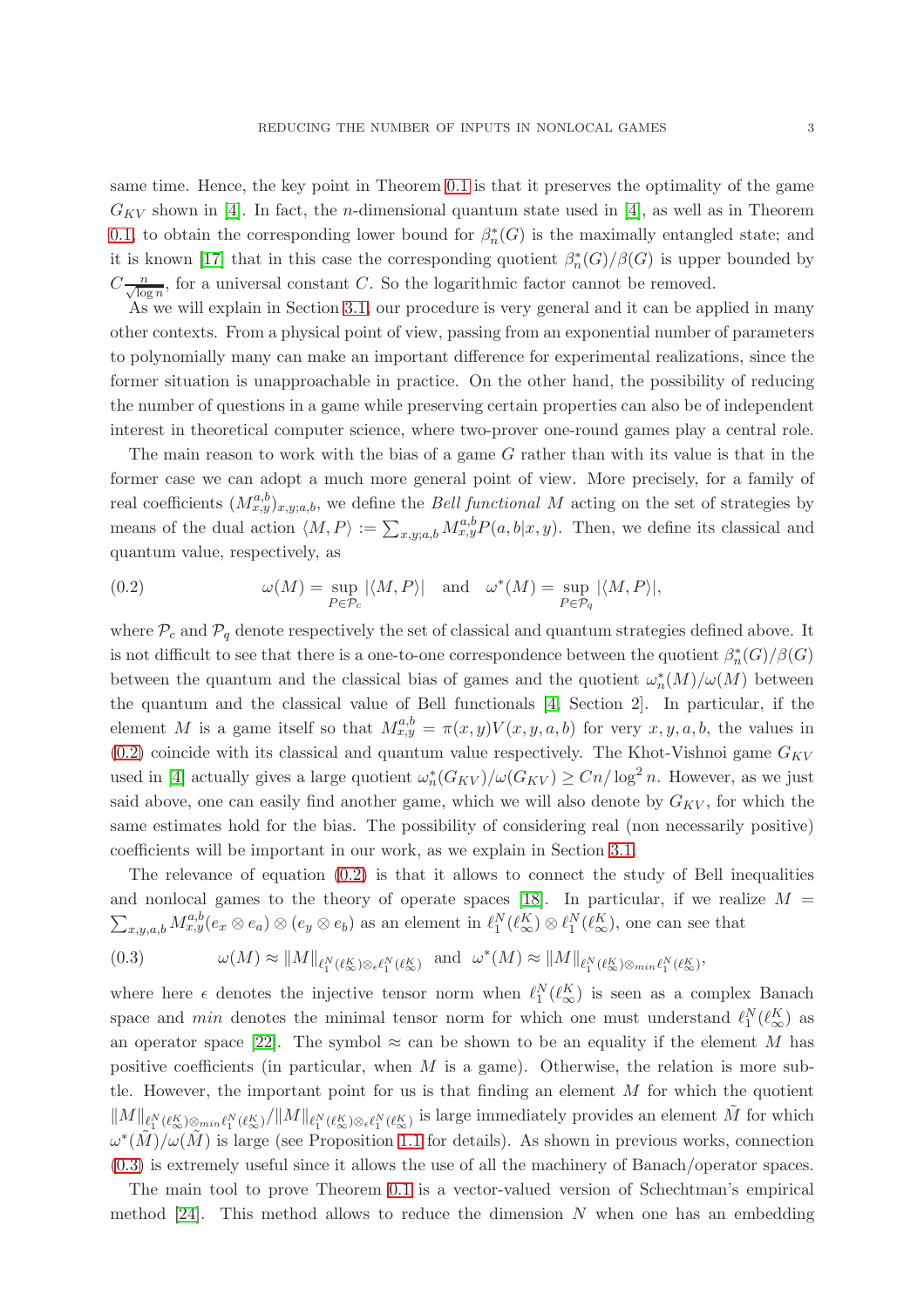same time. Hence, the key point in Theorem 0.1 is that it preserves the optimality of the game $G_{KV}$ shown in [4]. In fact, the $n$-dimensional quantum state used in [4], as well as in Theorem 0.1, to obtain the corresponding lower bound for $\beta_n^*(G)$ is the maximally entangled state; and it is known [17] that in this case the corresponding quotient $\beta_n^*(G)/\beta(G)$ is upper bounded by $C\frac{n}{\sqrt{\log n}}$, for a universal constant $C$. So the logarithmic factor cannot be removed.

As we will explain in Section 3.1, our procedure is very general and it can be applied in many other contexts. From a physical point of view, passing from an exponential number of parameters to polynomially many can make an important difference for experimental realizations, since the former situation is unapproachable in practice. On the other hand, the possibility of reducing the number of questions in a game while preserving certain properties can also be of independent interest in theoretical computer science, where two-prover one-round games play a central role.

The main reason to work with the bias of a game $G$ rather than with its value is that in the former case we can adopt a much more general point of view. More precisely, for a family of real coefficients $(M_{x,y}^{a,b})_{x,y;a,b}$, we define the *Bell functional* $M$ acting on the set of strategies by means of the dual action $\langle M, P\rangle := \sum_{x,y;a,b} M_{x,y}^{a,b} P(a,b|x,y)$. Then, we define its classical and quantum value, respectively, as

$$\omega(M) = \sup_{P\in\mathcal{P}_c} |\langle M, P\rangle| \quad \text{and} \quad \omega^*(M) = \sup_{P\in\mathcal{P}_q} |\langle M, P\rangle|, \tag{0.2}$$

where $\mathcal{P}_c$ and $\mathcal{P}_q$ denote respectively the set of classical and quantum strategies defined above. It is not difficult to see that there is a one-to-one correspondence between the quotient $\beta_n^*(G)/\beta(G)$ between the quantum and the classical bias of games and the quotient $\omega_n^*(M)/\omega(M)$ between the quantum and the classical value of Bell functionals [4, Section 2]. In particular, if the element $M$ is a game itself so that $M_{x,y}^{a,b} = \pi(x,y)V(x,y,a,b)$ for very $x,y,a,b$, the values in (0.2) coincide with its classical and quantum value respectively. The Khot-Vishnoi game $G_{KV}$ used in [4] actually gives a large quotient $\omega_n^*(G_{KV})/\omega(G_{KV}) \geq Cn/\log^2 n$. However, as we just said above, one can easily find another game, which we will also denote by $G_{KV}$, for which the same estimates hold for the bias. The possibility of considering real (non necessarily positive) coefficients will be important in our work, as we explain in Section 3.1.

The relevance of equation (0.2) is that it allows to connect the study of Bell inequalities and nonlocal games to the theory of operate spaces [18]. In particular, if we realize $M = \sum_{x,y,a,b} M_{x,y}^{a,b}(e_x\otimes e_a)\otimes(e_y\otimes e_b)$ as an element in $\ell_1^N(\ell_\infty^K)\otimes\ell_1^N(\ell_\infty^K)$, one can see that

$$\omega(M) \approx \|M\|_{\ell_1^N(\ell_\infty^K)\otimes_\epsilon \ell_1^N(\ell_\infty^K)} \quad \text{and} \quad \omega^*(M) \approx \|M\|_{\ell_1^N(\ell_\infty^K)\otimes_{min} \ell_1^N(\ell_\infty^K)}, \tag{0.3}$$

where here $\epsilon$ denotes the injective tensor norm when $\ell_1^N(\ell_\infty^K)$ is seen as a complex Banach space and $min$ denotes the minimal tensor norm for which one must understand $\ell_1^N(\ell_\infty^K)$ as an operator space [22]. The symbol $\approx$ can be shown to be an equality if the element $M$ has positive coefficients (in particular, when $M$ is a game). Otherwise, the relation is more subtle. However, the important point for us is that finding an element $M$ for which the quotient $\|M\|_{\ell_1^N(\ell_\infty^K)\otimes_{min}\ell_1^N(\ell_\infty^K)}/\|M\|_{\ell_1^N(\ell_\infty^K)\otimes_\epsilon\ell_1^N(\ell_\infty^K)}$ is large immediately provides an element $\tilde{M}$ for which $\omega^*(\tilde{M})/\omega(\tilde{M})$ is large (see Proposition 1.1 for details). As shown in previous works, connection (0.3) is extremely useful since it allows the use of all the machinery of Banach/operator spaces.

The main tool to prove Theorem 0.1 is a vector-valued version of Schechtman's empirical method [24]. This method allows to reduce the dimension $N$ when one has an embedding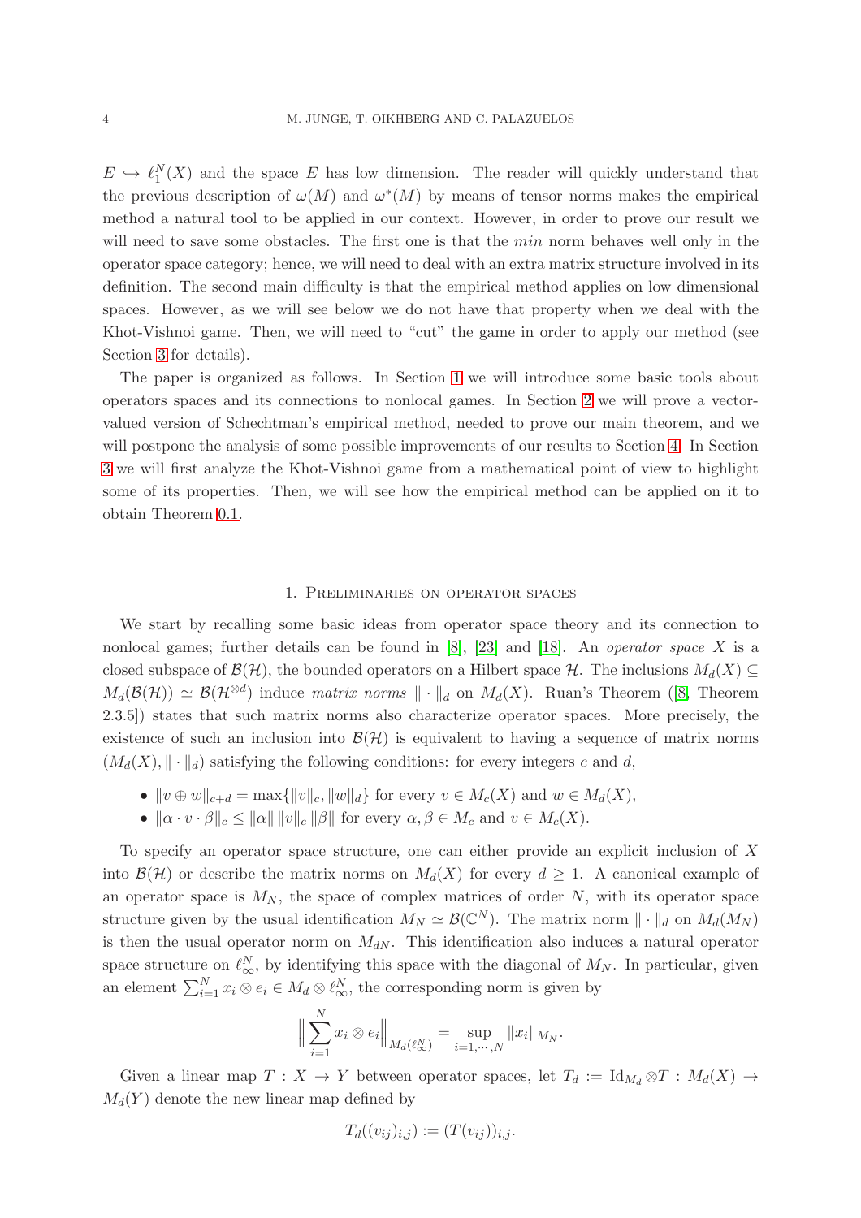$E \hookrightarrow \ell_1^N(X)$ and the space $E$ has low dimension. The reader will quickly understand that the previous description of $\omega(M)$ and $\omega^*(M)$ by means of tensor norms makes the empirical method a natural tool to be applied in our context. However, in order to prove our result we will need to save some obstacles. The first one is that the *min* norm behaves well only in the operator space category; hence, we will need to deal with an extra matrix structure involved in its definition. The second main difficulty is that the empirical method applies on low dimensional spaces. However, as we will see below we do not have that property when we deal with the Khot-Vishnoi game. Then, we will need to "cut" the game in order to apply our method (see Section 3 for details).

The paper is organized as follows. In Section 1 we will introduce some basic tools about operators spaces and its connections to nonlocal games. In Section 2 we will prove a vector-valued version of Schechtman's empirical method, needed to prove our main theorem, and we will postpone the analysis of some possible improvements of our results to Section 4. In Section 3 we will first analyze the Khot-Vishnoi game from a mathematical point of view to highlight some of its properties. Then, we will see how the empirical method can be applied on it to obtain Theorem 0.1.

## 1. Preliminaries on operator spaces

We start by recalling some basic ideas from operator space theory and its connection to nonlocal games; further details can be found in [8], [23] and [18]. An *operator space* $X$ is a closed subspace of $\mathcal{B}(\mathcal{H})$, the bounded operators on a Hilbert space $\mathcal{H}$. The inclusions $M_d(X) \subseteq M_d(\mathcal{B}(\mathcal{H})) \simeq \mathcal{B}(\mathcal{H}^{\otimes d})$ induce *matrix norms* $\|\cdot\|_d$ on $M_d(X)$. Ruan's Theorem ([8, Theorem 2.3.5]) states that such matrix norms also characterize operator spaces. More precisely, the existence of such an inclusion into $\mathcal{B}(\mathcal{H})$ is equivalent to having a sequence of matrix norms $(M_d(X), \|\cdot\|_d)$ satisfying the following conditions: for every integers $c$ and $d$,

- $\|v \oplus w\|_{c+d} = \max\{\|v\|_c, \|w\|_d\}$ for every $v \in M_c(X)$ and $w \in M_d(X)$,
- $\|\alpha \cdot v \cdot \beta\|_c \leq \|\alpha\| \, \|v\|_c \, \|\beta\|$ for every $\alpha, \beta \in M_c$ and $v \in M_c(X)$.

To specify an operator space structure, one can either provide an explicit inclusion of $X$ into $\mathcal{B}(\mathcal{H})$ or describe the matrix norms on $M_d(X)$ for every $d \geq 1$. A canonical example of an operator space is $M_N$, the space of complex matrices of order $N$, with its operator space structure given by the usual identification $M_N \simeq \mathcal{B}(\mathbb{C}^N)$. The matrix norm $\|\cdot\|_d$ on $M_d(M_N)$ is then the usual operator norm on $M_{dN}$. This identification also induces a natural operator space structure on $\ell_\infty^N$, by identifying this space with the diagonal of $M_N$. In particular, given an element $\sum_{i=1}^N x_i \otimes e_i \in M_d \otimes \ell_\infty^N$, the corresponding norm is given by

$$\Big\| \sum_{i=1}^N x_i \otimes e_i \Big\|_{M_d(\ell_\infty^N)} = \sup_{i=1,\cdots,N} \|x_i\|_{M_N}.$$

Given a linear map $T : X \to Y$ between operator spaces, let $T_d := \mathrm{Id}_{M_d} \otimes T : M_d(X) \to M_d(Y)$ denote the new linear map defined by

$$T_d((v_{ij})_{i,j}) := (T(v_{ij}))_{i,j}.$$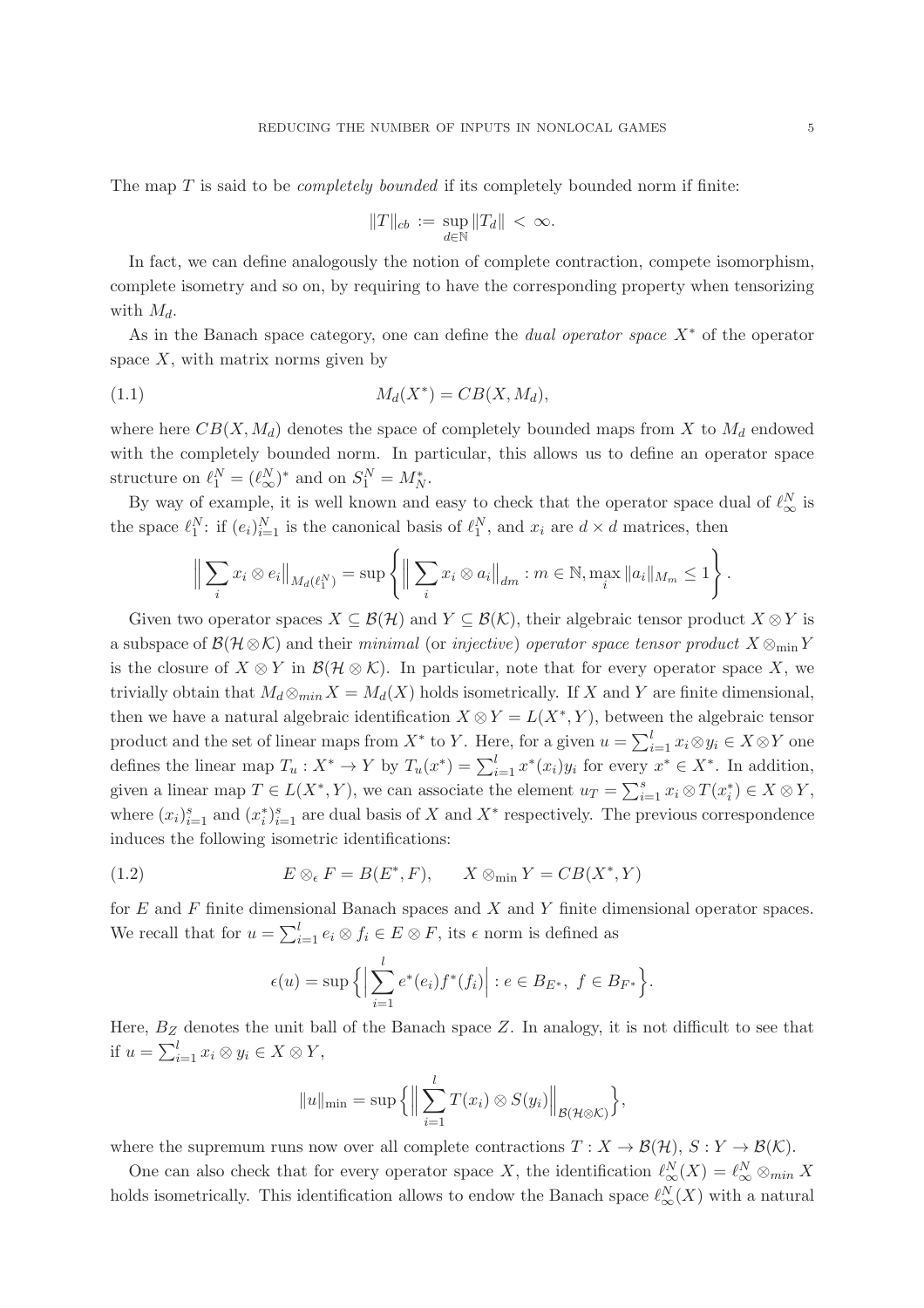The map $T$ is said to be *completely bounded* if its completely bounded norm if finite:

$$\|T\|_{cb} := \sup_{d\in\mathbb{N}} \|T_d\| < \infty.$$

In fact, we can define analogously the notion of complete contraction, compete isomorphism, complete isometry and so on, by requiring to have the corresponding property when tensorizing with $M_d$.

As in the Banach space category, one can define the *dual operator space* $X^*$ of the operator space $X$, with matrix norms given by

$$M_d(X^*) = CB(X, M_d), \tag{1.1}$$

where here $CB(X, M_d)$ denotes the space of completely bounded maps from $X$ to $M_d$ endowed with the completely bounded norm. In particular, this allows us to define an operator space structure on $\ell_1^N = (\ell_\infty^N)^*$ and on $S_1^N = M_N^*$.

By way of example, it is well known and easy to check that the operator space dual of $\ell_\infty^N$ is the space $\ell_1^N$: if $(e_i)_{i=1}^N$ is the canonical basis of $\ell_1^N$, and $x_i$ are $d \times d$ matrices, then

$$\Big\| \sum_i x_i \otimes e_i \Big\|_{M_d(\ell_1^N)} = \sup \left\{ \Big\| \sum_i x_i \otimes a_i \Big\|_{dm} : m \in \mathbb{N}, \max_i \|a_i\|_{M_m} \le 1 \right\}.$$

Given two operator spaces $X \subseteq \mathcal{B}(\mathcal{H})$ and $Y \subseteq \mathcal{B}(\mathcal{K})$, their algebraic tensor product $X \otimes Y$ is a subspace of $\mathcal{B}(\mathcal{H} \otimes \mathcal{K})$ and their *minimal* (or *injective*) *operator space tensor product* $X \otimes_{\min} Y$ is the closure of $X \otimes Y$ in $\mathcal{B}(\mathcal{H} \otimes \mathcal{K})$. In particular, note that for every operator space $X$, we trivially obtain that $M_d \otimes_{min} X = M_d(X)$ holds isometrically. If $X$ and $Y$ are finite dimensional, then we have a natural algebraic identification $X \otimes Y = L(X^*, Y)$, between the algebraic tensor product and the set of linear maps from $X^*$ to $Y$. Here, for a given $u = \sum_{i=1}^l x_i \otimes y_i \in X \otimes Y$ one defines the linear map $T_u : X^* \to Y$ by $T_u(x^*) = \sum_{i=1}^l x^*(x_i) y_i$ for every $x^* \in X^*$. In addition, given a linear map $T \in L(X^*, Y)$, we can associate the element $u_T = \sum_{i=1}^s x_i \otimes T(x_i^*) \in X \otimes Y$, where $(x_i)_{i=1}^s$ and $(x_i^*)_{i=1}^s$ are dual basis of $X$ and $X^*$ respectively. The previous correspondence induces the following isometric identifications:

$$E \otimes_\epsilon F = B(E^*, F), \qquad X \otimes_{\min} Y = CB(X^*, Y) \tag{1.2}$$

for $E$ and $F$ finite dimensional Banach spaces and $X$ and $Y$ finite dimensional operator spaces. We recall that for $u = \sum_{i=1}^l e_i \otimes f_i \in E \otimes F$, its $\epsilon$ norm is defined as

$$\epsilon(u) = \sup \Big\{ \Big| \sum_{i=1}^l e^*(e_i) f^*(f_i) \Big| : e \in B_{E^*},\ f \in B_{F^*} \Big\}.$$

Here, $B_Z$ denotes the unit ball of the Banach space $Z$. In analogy, it is not difficult to see that if $u = \sum_{i=1}^l x_i \otimes y_i \in X \otimes Y$,

$$\|u\|_{\min} = \sup \Big\{ \Big\| \sum_{i=1}^l T(x_i) \otimes S(y_i) \Big\|_{\mathcal{B}(\mathcal{H}\otimes\mathcal{K})} \Big\},$$

where the supremum runs now over all complete contractions $T : X \to \mathcal{B}(\mathcal{H})$, $S : Y \to \mathcal{B}(\mathcal{K})$.

One can also check that for every operator space $X$, the identification $\ell_\infty^N(X) = \ell_\infty^N \otimes_{min} X$ holds isometrically. This identification allows to endow the Banach space $\ell_\infty^N(X)$ with a natural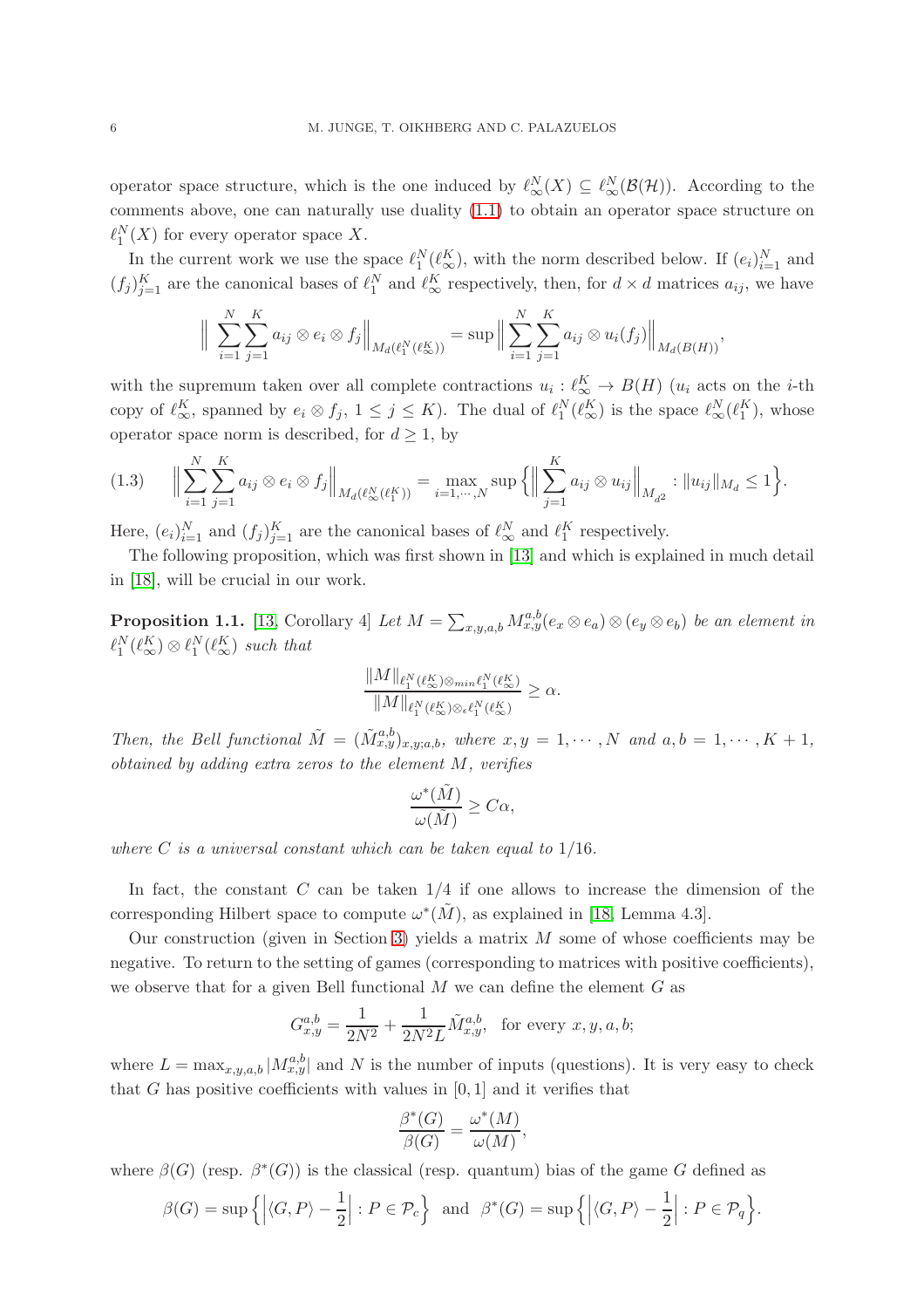operator space structure, which is the one induced by $\ell_\infty^N(X) \subseteq \ell_\infty^N(\mathcal{B}(\mathcal{H}))$. According to the comments above, one can naturally use duality (1.1) to obtain an operator space structure on $\ell_1^N(X)$ for every operator space $X$.

In the current work we use the space $\ell_1^N(\ell_\infty^K)$, with the norm described below. If $(e_i)_{i=1}^N$ and $(f_j)_{j=1}^K$ are the canonical bases of $\ell_1^N$ and $\ell_\infty^K$ respectively, then, for $d \times d$ matrices $a_{ij}$, we have

$$\Big\| \sum_{i=1}^N \sum_{j=1}^K a_{ij} \otimes e_i \otimes f_j \Big\|_{M_d(\ell_1^N(\ell_\infty^K))} = \sup \Big\| \sum_{i=1}^N \sum_{j=1}^K a_{ij} \otimes u_i(f_j) \Big\|_{M_d(B(H))},$$

with the supremum taken over all complete contractions $u_i : \ell_\infty^K \to B(H)$ ($u_i$ acts on the $i$-th copy of $\ell_\infty^K$, spanned by $e_i \otimes f_j$, $1 \leq j \leq K$). The dual of $\ell_1^N(\ell_\infty^K)$ is the space $\ell_\infty^N(\ell_1^K)$, whose operator space norm is described, for $d \geq 1$, by

$$\Big\| \sum_{i=1}^N \sum_{j=1}^K a_{ij} \otimes e_i \otimes f_j \Big\|_{M_d(\ell_\infty^N(\ell_1^K))} = \max_{i=1,\cdots,N} \sup \Big\{ \Big\| \sum_{j=1}^K a_{ij} \otimes u_{ij} \Big\|_{M_{d^2}} : \|u_{ij}\|_{M_d} \leq 1 \Big\}. \tag{1.3}$$

Here, $(e_i)_{i=1}^N$ and $(f_j)_{j=1}^K$ are the canonical bases of $\ell_\infty^N$ and $\ell_1^K$ respectively.

The following proposition, which was first shown in [13] and which is explained in much detail in [18], will be crucial in our work.

**Proposition 1.1.** [13, Corollary 4] *Let $M = \sum_{x,y,a,b} M_{x,y}^{a,b} (e_x \otimes e_a) \otimes (e_y \otimes e_b)$ be an element in $\ell_1^N(\ell_\infty^K) \otimes \ell_1^N(\ell_\infty^K)$ such that*

$$\frac{\|M\|_{\ell_1^N(\ell_\infty^K) \otimes_{min} \ell_1^N(\ell_\infty^K)}}{\|M\|_{\ell_1^N(\ell_\infty^K) \otimes_\epsilon \ell_1^N(\ell_\infty^K)}} \geq \alpha.$$

*Then, the Bell functional $\tilde{M} = (\tilde{M}_{x,y}^{a,b})_{x,y;a,b}$, where $x, y = 1, \cdots, N$ and $a, b = 1, \cdots, K+1$, obtained by adding extra zeros to the element $M$, verifies*

$$\frac{\omega^*(\tilde{M})}{\omega(\tilde{M})} \geq C\alpha,$$

*where $C$ is a universal constant which can be taken equal to $1/16$.*

In fact, the constant $C$ can be taken $1/4$ if one allows to increase the dimension of the corresponding Hilbert space to compute $\omega^*(\tilde{M})$, as explained in [18, Lemma 4.3].

Our construction (given in Section 3) yields a matrix $M$ some of whose coefficients may be negative. To return to the setting of games (corresponding to matrices with positive coefficients), we observe that for a given Bell functional $M$ we can define the element $G$ as

$$G_{x,y}^{a,b} = \frac{1}{2N^2} + \frac{1}{2N^2 L} \tilde{M}_{x,y}^{a,b}, \quad \text{for every } x, y, a, b;$$

where $L = \max_{x,y,a,b} |M_{x,y}^{a,b}|$ and $N$ is the number of inputs (questions). It is very easy to check that $G$ has positive coefficients with values in $[0,1]$ and it verifies that

$$\frac{\beta^*(G)}{\beta(G)} = \frac{\omega^*(M)}{\omega(M)},$$

where $\beta(G)$ (resp. $\beta^*(G)$) is the classical (resp. quantum) bias of the game $G$ defined as

$$\beta(G) = \sup \Big\{ \Big| \langle G, P \rangle - \frac{1}{2} \Big| : P \in \mathcal{P}_c \Big\} \ \text{ and } \ \beta^*(G) = \sup \Big\{ \Big| \langle G, P \rangle - \frac{1}{2} \Big| : P \in \mathcal{P}_q \Big\}.$$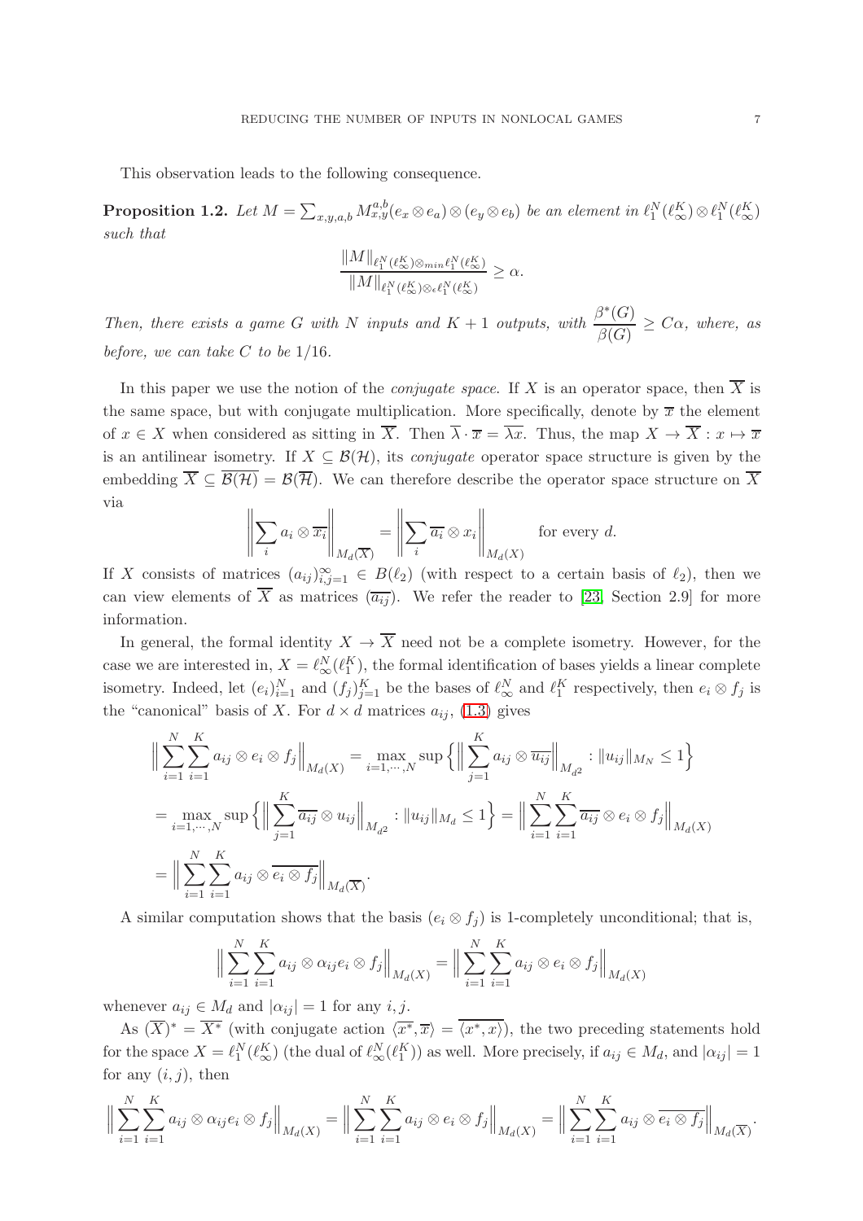This observation leads to the following consequence.

**Proposition 1.2.** *Let $M = \sum_{x,y,a,b} M_{x,y}^{a,b}(e_x \otimes e_a) \otimes (e_y \otimes e_b)$ be an element in $\ell_1^N(\ell_\infty^K) \otimes \ell_1^N(\ell_\infty^K)$ such that*

$$\frac{\|M\|_{\ell_1^N(\ell_\infty^K) \otimes_{min} \ell_1^N(\ell_\infty^K)}}{\|M\|_{\ell_1^N(\ell_\infty^K) \otimes_\epsilon \ell_1^N(\ell_\infty^K)}} \geq \alpha.$$

*Then, there exists a game $G$ with $N$ inputs and $K+1$ outputs, with $\dfrac{\beta^*(G)}{\beta(G)} \geq C\alpha$, where, as before, we can take $C$ to be $1/16$.*

In this paper we use the notion of the *conjugate space*. If $X$ is an operator space, then $\overline{X}$ is the same space, but with conjugate multiplication. More specifically, denote by $\overline{x}$ the element of $x \in X$ when considered as sitting in $\overline{X}$. Then $\overline{\lambda} \cdot \overline{x} = \overline{\lambda x}$. Thus, the map $X \to \overline{X} : x \mapsto \overline{x}$ is an antilinear isometry. If $X \subseteq \mathcal{B}(\mathcal{H})$, its *conjugate* operator space structure is given by the embedding $\overline{X} \subseteq \overline{\mathcal{B}(\mathcal{H})} = \mathcal{B}(\overline{\mathcal{H}})$. We can therefore describe the operator space structure on $\overline{X}$ via

$$\Big\|\sum_i a_i \otimes \overline{x_i}\Big\|_{M_d(\overline{X})} = \Big\|\sum_i \overline{a_i} \otimes x_i\Big\|_{M_d(X)} \quad \text{for every } d.$$

If $X$ consists of matrices $(a_{ij})_{i,j=1}^\infty \in B(\ell_2)$ (with respect to a certain basis of $\ell_2$), then we can view elements of $\overline{X}$ as matrices $(\overline{a_{ij}})$. We refer the reader to [23, Section 2.9] for more information.

In general, the formal identity $X \to \overline{X}$ need not be a complete isometry. However, for the case we are interested in, $X = \ell_\infty^N(\ell_1^K)$, the formal identification of bases yields a linear complete isometry. Indeed, let $(e_i)_{i=1}^N$ and $(f_j)_{j=1}^K$ be the bases of $\ell_\infty^N$ and $\ell_1^K$ respectively, then $e_i \otimes f_j$ is the "canonical" basis of $X$. For $d \times d$ matrices $a_{ij}$, (1.3) gives

$$\begin{aligned}
\Big\|\sum_{i=1}^N \sum_{i=1}^K a_{ij} \otimes e_i \otimes f_j\Big\|_{M_d(X)} &= \max_{i=1,\cdots,N} \sup\Big\{\Big\|\sum_{j=1}^K a_{ij} \otimes \overline{u_{ij}}\Big\|_{M_{d^2}} : \|u_{ij}\|_{M_N} \leq 1\Big\} \\
&= \max_{i=1,\cdots,N} \sup\Big\{\Big\|\sum_{j=1}^K \overline{a_{ij}} \otimes u_{ij}\Big\|_{M_{d^2}} : \|u_{ij}\|_{M_d} \leq 1\Big\} = \Big\|\sum_{i=1}^N \sum_{i=1}^K \overline{a_{ij}} \otimes e_i \otimes f_j\Big\|_{M_d(X)} \\
&= \Big\|\sum_{i=1}^N \sum_{i=1}^K a_{ij} \otimes \overline{e_i \otimes f_j}\Big\|_{M_d(\overline{X})}.
\end{aligned}$$

A similar computation shows that the basis $(e_i \otimes f_j)$ is 1-completely unconditional; that is,

$$\Big\|\sum_{i=1}^N \sum_{i=1}^K a_{ij} \otimes \alpha_{ij} e_i \otimes f_j\Big\|_{M_d(X)} = \Big\|\sum_{i=1}^N \sum_{i=1}^K a_{ij} \otimes e_i \otimes f_j\Big\|_{M_d(X)}$$

whenever $a_{ij} \in M_d$ and $|\alpha_{ij}| = 1$ for any $i, j$.

As $(\overline{X})^* = \overline{X^*}$ (with conjugate action $\langle \overline{x^*}, \overline{x} \rangle = \overline{\langle x^*, x \rangle}$), the two preceding statements hold for the space $X = \ell_1^N(\ell_\infty^K)$ (the dual of $\ell_\infty^N(\ell_1^K)$) as well. More precisely, if $a_{ij} \in M_d$, and $|\alpha_{ij}| = 1$ for any $(i, j)$, then

$$\Big\|\sum_{i=1}^N \sum_{i=1}^K a_{ij} \otimes \alpha_{ij} e_i \otimes f_j\Big\|_{M_d(X)} = \Big\|\sum_{i=1}^N \sum_{i=1}^K a_{ij} \otimes e_i \otimes f_j\Big\|_{M_d(X)} = \Big\|\sum_{i=1}^N \sum_{i=1}^K a_{ij} \otimes \overline{e_i \otimes f_j}\Big\|_{M_d(\overline{X})}.$$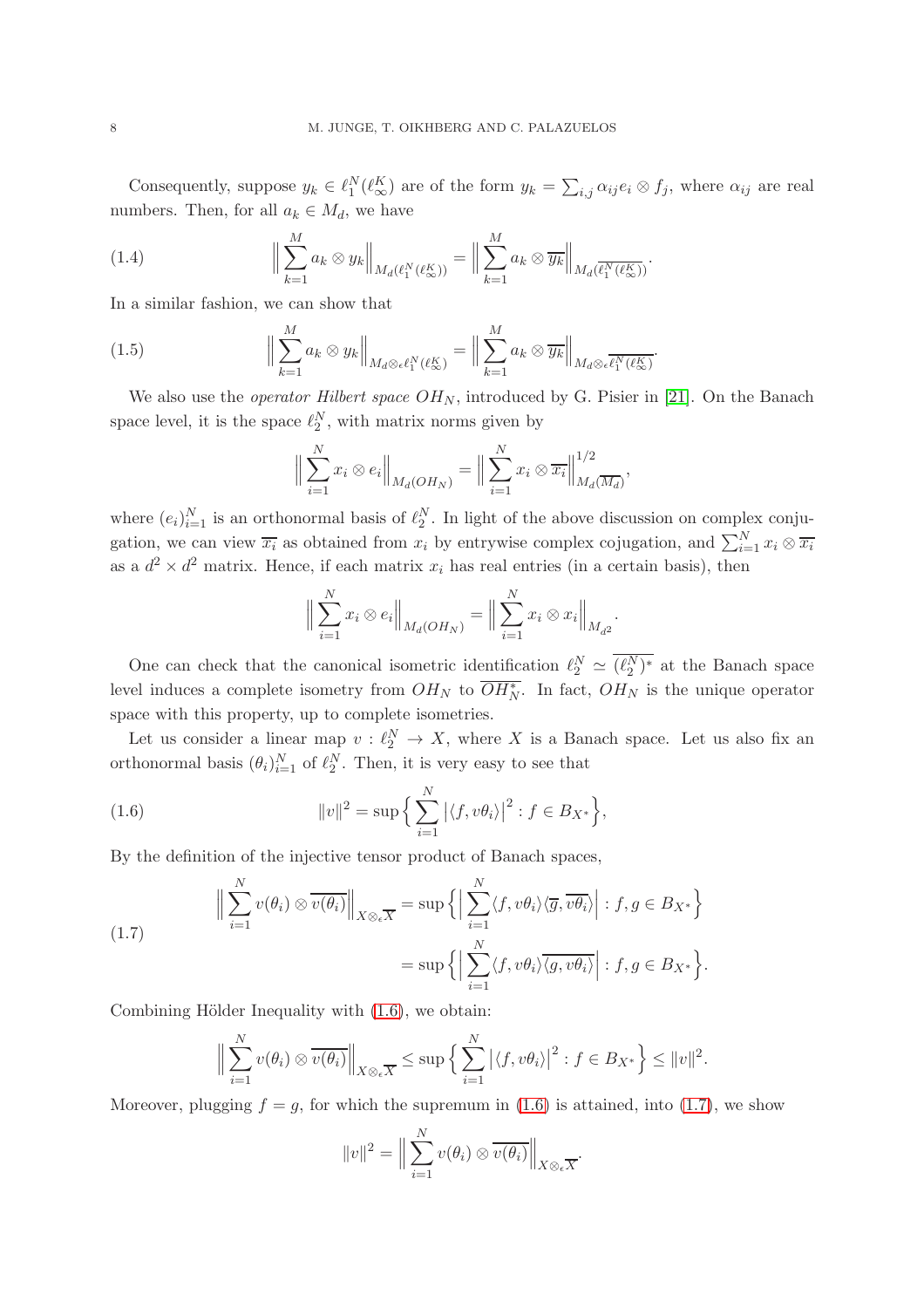Consequently, suppose $y_k \in \ell_1^N(\ell_\infty^K)$ are of the form $y_k = \sum_{i,j} \alpha_{ij} e_i \otimes f_j$, where $\alpha_{ij}$ are real numbers. Then, for all $a_k \in M_d$, we have

$$\Big\| \sum_{k=1}^M a_k \otimes y_k \Big\|_{M_d(\ell_1^N(\ell_\infty^K))} = \Big\| \sum_{k=1}^M a_k \otimes \overline{y_k} \Big\|_{M_d(\overline{\ell_1^N(\ell_\infty^K)})}. \tag{1.4}$$

In a similar fashion, we can show that

$$\Big\| \sum_{k=1}^M a_k \otimes y_k \Big\|_{M_d \otimes_\epsilon \ell_1^N(\ell_\infty^K)} = \Big\| \sum_{k=1}^M a_k \otimes \overline{y_k} \Big\|_{M_d \otimes_\epsilon \overline{\ell_1^N(\ell_\infty^K)}}. \tag{1.5}$$

We also use the *operator Hilbert space* $OH_N$, introduced by G. Pisier in [21]. On the Banach space level, it is the space $\ell_2^N$, with matrix norms given by

$$\Big\| \sum_{i=1}^N x_i \otimes e_i \Big\|_{M_d(OH_N)} = \Big\| \sum_{i=1}^N x_i \otimes \overline{x_i} \Big\|_{M_d(\overline{M_d})}^{1/2},$$

where $(e_i)_{i=1}^N$ is an orthonormal basis of $\ell_2^N$. In light of the above discussion on complex conjugation, we can view $\overline{x_i}$ as obtained from $x_i$ by entrywise complex cojugation, and $\sum_{i=1}^N x_i \otimes \overline{x_i}$ as a $d^2 \times d^2$ matrix. Hence, if each matrix $x_i$ has real entries (in a certain basis), then

$$\Big\| \sum_{i=1}^N x_i \otimes e_i \Big\|_{M_d(OH_N)} = \Big\| \sum_{i=1}^N x_i \otimes x_i \Big\|_{M_{d^2}}.$$

One can check that the canonical isometric identification $\ell_2^N \simeq \overline{(\ell_2^N)^*}$ at the Banach space level induces a complete isometry from $OH_N$ to $\overline{OH_N^*}$. In fact, $OH_N$ is the unique operator space with this property, up to complete isometries.

Let us consider a linear map $v : \ell_2^N \to X$, where $X$ is a Banach space. Let us also fix an orthonormal basis $(\theta_i)_{i=1}^N$ of $\ell_2^N$. Then, it is very easy to see that

$$\|v\|^2 = \sup \Big\{ \sum_{i=1}^N \big|\langle f, v\theta_i \rangle\big|^2 : f \in B_{X^*} \Big\}, \tag{1.6}$$

By the definition of the injective tensor product of Banach spaces,

$$\begin{aligned} \Big\| \sum_{i=1}^N v(\theta_i) \otimes \overline{v(\theta_i)} \Big\|_{X \otimes_\epsilon \overline{X}} &= \sup \Big\{ \Big| \sum_{i=1}^N \langle f, v\theta_i \rangle \langle \overline{g}, \overline{v\theta_i} \rangle \Big| : f, g \in B_{X^*} \Big\} \\ &= \sup \Big\{ \Big| \sum_{i=1}^N \langle f, v\theta_i \rangle \overline{\langle g, v\theta_i \rangle} \Big| : f, g \in B_{X^*} \Big\}. \end{aligned} \tag{1.7}$$

Combining Hölder Inequality with (1.6), we obtain:

$$\Big\| \sum_{i=1}^N v(\theta_i) \otimes \overline{v(\theta_i)} \Big\|_{X \otimes_\epsilon \overline{X}} \leq \sup \Big\{ \sum_{i=1}^N \big|\langle f, v\theta_i \rangle\big|^2 : f \in B_{X^*} \Big\} \leq \|v\|^2.$$

Moreover, plugging $f = g$, for which the supremum in (1.6) is attained, into (1.7), we show

$$\|v\|^2 = \Big\| \sum_{i=1}^N v(\theta_i) \otimes \overline{v(\theta_i)} \Big\|_{X \otimes_\epsilon \overline{X}}.$$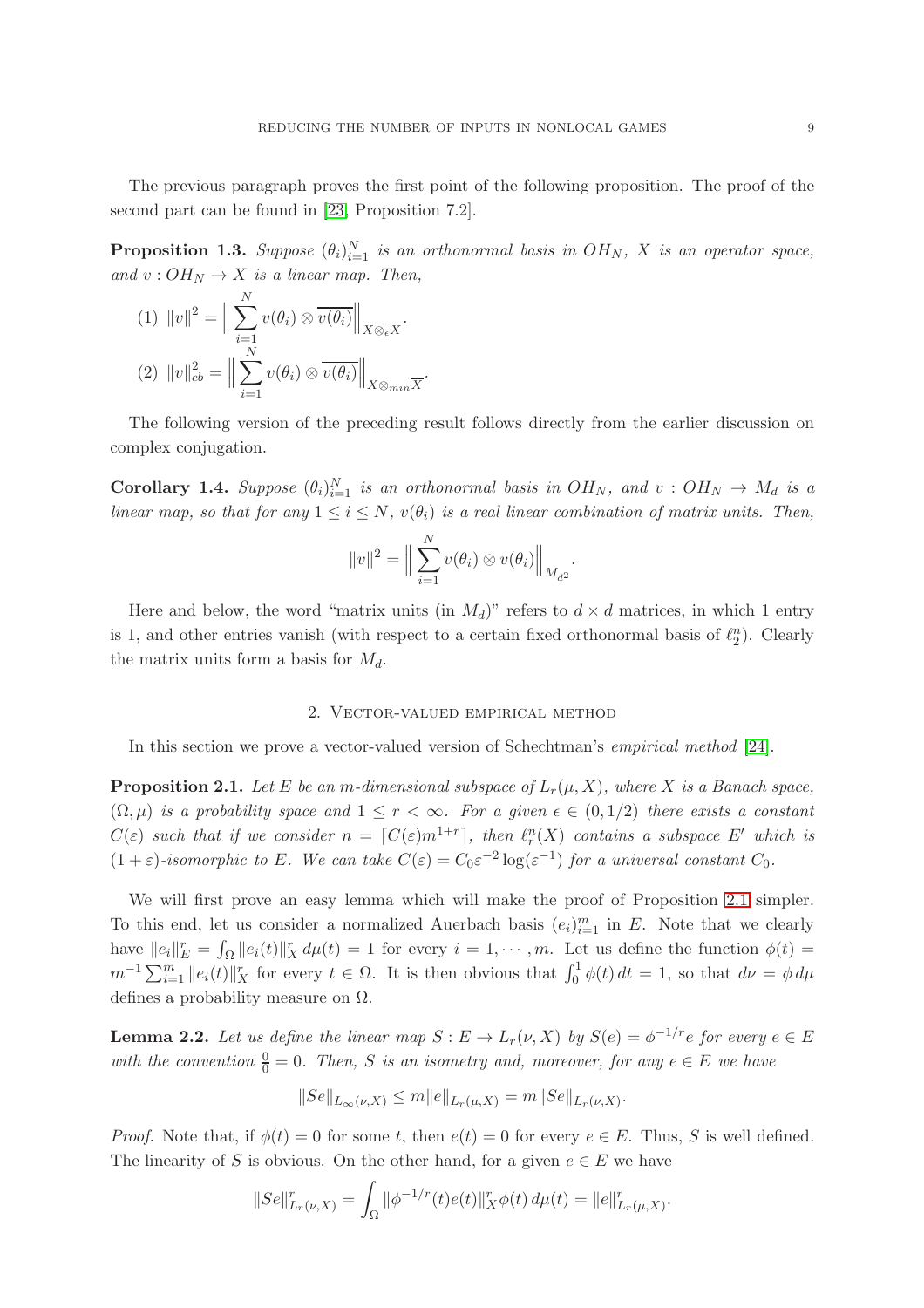The previous paragraph proves the first point of the following proposition. The proof of the second part can be found in [23, Proposition 7.2].

**Proposition 1.3.** *Suppose $(\theta_i)_{i=1}^N$ is an orthonormal basis in $OH_N$, $X$ is an operator space, and $v : OH_N \to X$ is a linear map. Then,*

(1) $\|v\|^2 = \Big\| \sum_{i=1}^N v(\theta_i) \otimes \overline{v(\theta_i)} \Big\|_{X \otimes_\epsilon \overline{X}}$.

(2) $\|v\|_{cb}^2 = \Big\| \sum_{i=1}^N v(\theta_i) \otimes \overline{v(\theta_i)} \Big\|_{X \otimes_{min} \overline{X}}$.

The following version of the preceding result follows directly from the earlier discussion on complex conjugation.

**Corollary 1.4.** *Suppose $(\theta_i)_{i=1}^N$ is an orthonormal basis in $OH_N$, and $v : OH_N \to M_d$ is a linear map, so that for any $1 \leq i \leq N$, $v(\theta_i)$ is a real linear combination of matrix units. Then,*

$$\|v\|^2 = \Big\| \sum_{i=1}^N v(\theta_i) \otimes v(\theta_i) \Big\|_{M_{d^2}}.$$

Here and below, the word "matrix units (in $M_d$)" refers to $d \times d$ matrices, in which 1 entry is 1, and other entries vanish (with respect to a certain fixed orthonormal basis of $\ell_2^n$). Clearly the matrix units form a basis for $M_d$.

## 2. Vector-valued empirical method

In this section we prove a vector-valued version of Schechtman's *empirical method* [24].

**Proposition 2.1.** *Let $E$ be an $m$-dimensional subspace of $L_r(\mu, X)$, where $X$ is a Banach space, $(\Omega, \mu)$ is a probability space and $1 \leq r < \infty$. For a given $\epsilon \in (0, 1/2)$ there exists a constant $C(\varepsilon)$ such that if we consider $n = \lceil C(\varepsilon) m^{1+r} \rceil$, then $\ell_r^n(X)$ contains a subspace $E'$ which is $(1+\varepsilon)$-isomorphic to $E$. We can take $C(\varepsilon) = C_0 \varepsilon^{-2} \log(\varepsilon^{-1})$ for a universal constant $C_0$.*

We will first prove an easy lemma which will make the proof of Proposition 2.1 simpler. To this end, let us consider a normalized Auerbach basis $(e_i)_{i=1}^m$ in $E$. Note that we clearly have $\|e_i\|_E^r = \int_\Omega \|e_i(t)\|_X^r \, d\mu(t) = 1$ for every $i = 1, \cdots, m$. Let us define the function $\phi(t) = m^{-1} \sum_{i=1}^m \|e_i(t)\|_X^r$ for every $t \in \Omega$. It is then obvious that $\int_0^1 \phi(t) \, dt = 1$, so that $d\nu = \phi \, d\mu$ defines a probability measure on $\Omega$.

**Lemma 2.2.** *Let us define the linear map $S : E \to L_r(\nu, X)$ by $S(e) = \phi^{-1/r} e$ for every $e \in E$ with the convention $\frac{0}{0} = 0$. Then, $S$ is an isometry and, moreover, for any $e \in E$ we have*

$$\|Se\|_{L_\infty(\nu, X)} \leq m \|e\|_{L_r(\mu, X)} = m \|Se\|_{L_r(\nu, X)}.$$

*Proof.* Note that, if $\phi(t) = 0$ for some $t$, then $e(t) = 0$ for every $e \in E$. Thus, $S$ is well defined. The linearity of $S$ is obvious. On the other hand, for a given $e \in E$ we have

$$\|Se\|_{L_r(\nu, X)}^r = \int_\Omega \|\phi^{-1/r}(t) e(t)\|_X^r \phi(t) \, d\mu(t) = \|e\|_{L_r(\mu, X)}^r.$$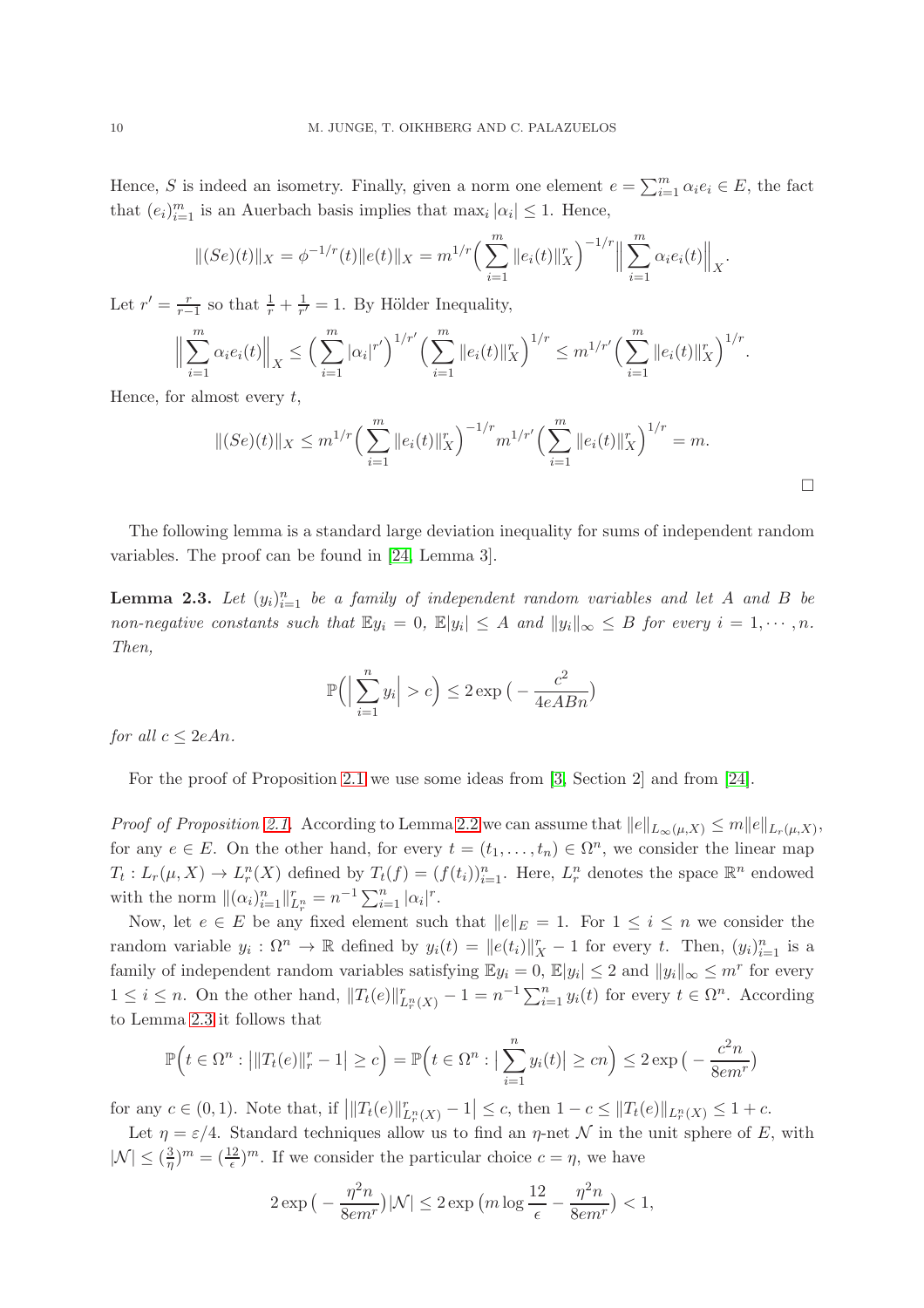Hence, $S$ is indeed an isometry. Finally, given a norm one element $e = \sum_{i=1}^m \alpha_i e_i \in E$, the fact that $(e_i)_{i=1}^m$ is an Auerbach basis implies that $\max_i |\alpha_i| \leq 1$. Hence,

$$\|(Se)(t)\|_X = \phi^{-1/r}(t)\|e(t)\|_X = m^{1/r}\Big(\sum_{i=1}^m \|e_i(t)\|_X^r\Big)^{-1/r}\Big\|\sum_{i=1}^m \alpha_i e_i(t)\Big\|_X.$$

Let $r' = \frac{r}{r-1}$ so that $\frac{1}{r} + \frac{1}{r'} = 1$. By Hölder Inequality,

$$\Big\|\sum_{i=1}^m \alpha_i e_i(t)\Big\|_X \leq \Big(\sum_{i=1}^m |\alpha_i|^{r'}\Big)^{1/r'}\Big(\sum_{i=1}^m \|e_i(t)\|_X^r\Big)^{1/r} \leq m^{1/r'}\Big(\sum_{i=1}^m \|e_i(t)\|_X^r\Big)^{1/r}.$$

Hence, for almost every $t$,

$$\|(Se)(t)\|_X \leq m^{1/r}\Big(\sum_{i=1}^m \|e_i(t)\|_X^r\Big)^{-1/r} m^{1/r'}\Big(\sum_{i=1}^m \|e_i(t)\|_X^r\Big)^{1/r} = m.$$

□

The following lemma is a standard large deviation inequality for sums of independent random variables. The proof can be found in [24, Lemma 3].

**Lemma 2.3.** *Let $(y_i)_{i=1}^n$ be a family of independent random variables and let $A$ and $B$ be non-negative constants such that $\mathbb{E}y_i = 0$, $\mathbb{E}|y_i| \leq A$ and $\|y_i\|_\infty \leq B$ for every $i = 1, \cdots, n$. Then,*

$$\mathbb{P}\Big(\Big|\sum_{i=1}^n y_i\Big| > c\Big) \leq 2\exp\big(-\frac{c^2}{4eABn}\big)$$

*for all $c \leq 2eAn$.*

For the proof of Proposition 2.1 we use some ideas from [3, Section 2] and from [24].

*Proof of Proposition 2.1.* According to Lemma 2.2 we can assume that $\|e\|_{L_\infty(\mu,X)} \leq m\|e\|_{L_r(\mu,X)}$, for any $e \in E$. On the other hand, for every $t = (t_1, \ldots, t_n) \in \Omega^n$, we consider the linear map $T_t : L_r(\mu, X) \to L_r^n(X)$ defined by $T_t(f) = (f(t_i))_{i=1}^n$. Here, $L_r^n$ denotes the space $\mathbb{R}^n$ endowed with the norm $\|(\alpha_i)_{i=1}^n\|_{L_r^n}^r = n^{-1}\sum_{i=1}^n |\alpha_i|^r$.

Now, let $e \in E$ be any fixed element such that $\|e\|_E = 1$. For $1 \leq i \leq n$ we consider the random variable $y_i : \Omega^n \to \mathbb{R}$ defined by $y_i(t) = \|e(t_i)\|_X^r - 1$ for every $t$. Then, $(y_i)_{i=1}^n$ is a family of independent random variables satisfying $\mathbb{E}y_i = 0$, $\mathbb{E}|y_i| \leq 2$ and $\|y_i\|_\infty \leq m^r$ for every $1 \leq i \leq n$. On the other hand, $\|T_t(e)\|_{L_r^n(X)}^r - 1 = n^{-1}\sum_{i=1}^n y_i(t)$ for every $t \in \Omega^n$. According to Lemma 2.3 it follows that

$$\mathbb{P}\Big(t \in \Omega^n : \big|\|T_t(e)\|_r^r - 1\big| \geq c\Big) = \mathbb{P}\Big(t \in \Omega^n : \big|\sum_{i=1}^n y_i(t)\big| \geq cn\Big) \leq 2\exp\big(-\frac{c^2 n}{8em^r}\big)$$

for any $c \in (0, 1)$. Note that, if $\big|\|T_t(e)\|_{L_r^n(X)}^r - 1\big| \leq c$, then $1 - c \leq \|T_t(e)\|_{L_r^n(X)} \leq 1 + c$.

Let $\eta = \varepsilon/4$. Standard techniques allow us to find an $\eta$-net $\mathcal{N}$ in the unit sphere of $E$, with $|\mathcal{N}| \leq (\frac{3}{\eta})^m = (\frac{12}{\epsilon})^m$. If we consider the particular choice $c = \eta$, we have

$$2\exp\big(-\frac{\eta^2 n}{8em^r}\big)|\mathcal{N}| \leq 2\exp\big(m\log\frac{12}{\epsilon} - \frac{\eta^2 n}{8em^r}\big) < 1,$$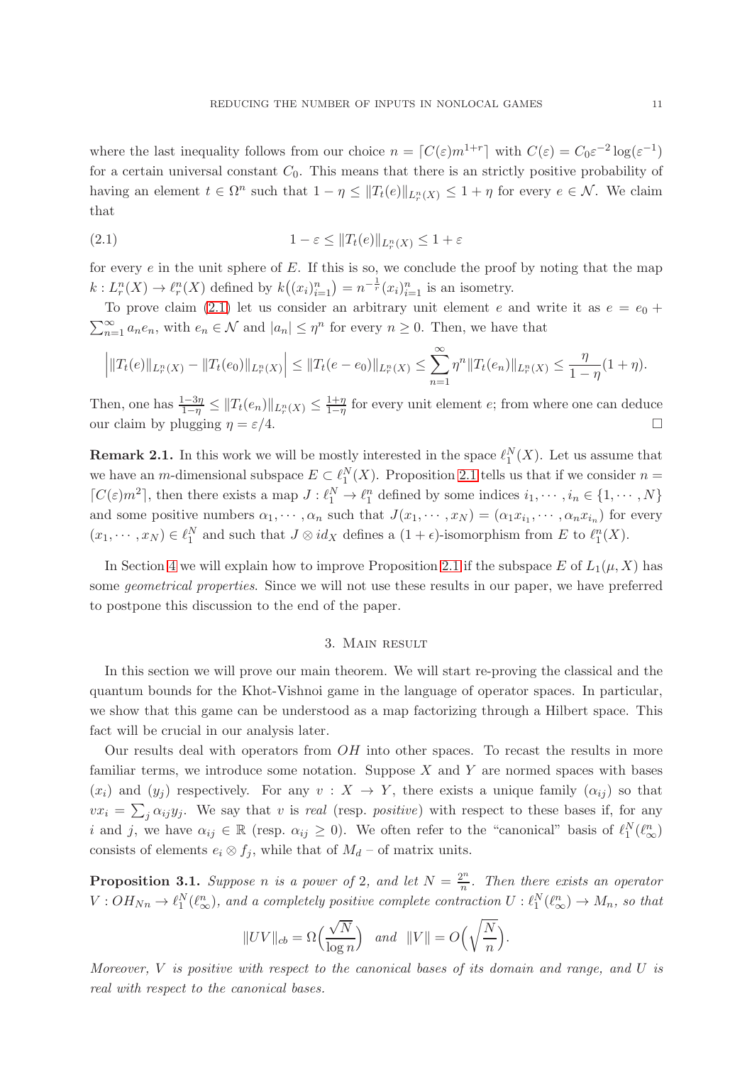where the last inequality follows from our choice $n = \lceil C(\varepsilon) m^{1+r} \rceil$ with $C(\varepsilon) = C_0 \varepsilon^{-2} \log(\varepsilon^{-1})$ for a certain universal constant $C_0$. This means that there is an strictly positive probability of having an element $t \in \Omega^n$ such that $1 - \eta \leq \|T_t(e)\|_{L_r^n(X)} \leq 1 + \eta$ for every $e \in \mathcal{N}$. We claim that

$$1 - \varepsilon \leq \|T_t(e)\|_{L_r^n(X)} \leq 1 + \varepsilon \tag{2.1}$$

for every $e$ in the unit sphere of $E$. If this is so, we conclude the proof by noting that the map $k : L_r^n(X) \to \ell_r^n(X)$ defined by $k\big((x_i)_{i=1}^n\big) = n^{-\frac{1}{r}} (x_i)_{i=1}^n$ is an isometry.

To prove claim (2.1) let us consider an arbitrary unit element $e$ and write it as $e = e_0 + \sum_{n=1}^{\infty} a_n e_n$, with $e_n \in \mathcal{N}$ and $|a_n| \leq \eta^n$ for every $n \geq 0$. Then, we have that

$$\Big| \|T_t(e)\|_{L_r^n(X)} - \|T_t(e_0)\|_{L_r^n(X)} \Big| \leq \|T_t(e - e_0)\|_{L_r^n(X)} \leq \sum_{n=1}^{\infty} \eta^n \|T_t(e_n)\|_{L_r^n(X)} \leq \frac{\eta}{1-\eta}(1+\eta).$$

Then, one has $\frac{1-3\eta}{1-\eta} \leq \|T_t(e_n)\|_{L_r^n(X)} \leq \frac{1+\eta}{1-\eta}$ for every unit element $e$; from where one can deduce our claim by plugging $\eta = \varepsilon/4$. $\square$

**Remark 2.1.** In this work we will be mostly interested in the space $\ell_1^N(X)$. Let us assume that we have an $m$-dimensional subspace $E \subset \ell_1^N(X)$. Proposition 2.1 tells us that if we consider $n = \lceil C(\varepsilon) m^2 \rceil$, then there exists a map $J : \ell_1^N \to \ell_1^n$ defined by some indices $i_1, \cdots, i_n \in \{1, \cdots, N\}$ and some positive numbers $\alpha_1, \cdots, \alpha_n$ such that $J(x_1, \cdots, x_N) = (\alpha_1 x_{i_1}, \cdots, \alpha_n x_{i_n})$ for every $(x_1, \cdots, x_N) \in \ell_1^N$ and such that $J \otimes id_X$ defines a $(1+\epsilon)$-isomorphism from $E$ to $\ell_1^n(X)$.

In Section 4 we will explain how to improve Proposition 2.1 if the subspace $E$ of $L_1(\mu, X)$ has some *geometrical properties*. Since we will not use these results in our paper, we have preferred to postpone this discussion to the end of the paper.

## 3. Main result

In this section we will prove our main theorem. We will start re-proving the classical and the quantum bounds for the Khot-Vishnoi game in the language of operator spaces. In particular, we show that this game can be understood as a map factorizing through a Hilbert space. This fact will be crucial in our analysis later.

Our results deal with operators from $OH$ into other spaces. To recast the results in more familiar terms, we introduce some notation. Suppose $X$ and $Y$ are normed spaces with bases $(x_i)$ and $(y_j)$ respectively. For any $v : X \to Y$, there exists a unique family $(\alpha_{ij})$ so that $v x_i = \sum_j \alpha_{ij} y_j$. We say that $v$ is *real* (resp. *positive*) with respect to these bases if, for any $i$ and $j$, we have $\alpha_{ij} \in \mathbb{R}$ (resp. $\alpha_{ij} \geq 0$). We often refer to the "canonical" basis of $\ell_1^N(\ell_\infty^n)$ consists of elements $e_i \otimes f_j$, while that of $M_d$ – of matrix units.

**Proposition 3.1.** *Suppose $n$ is a power of 2, and let $N = \frac{2^n}{n}$. Then there exists an operator $V : OH_{Nn} \to \ell_1^N(\ell_\infty^n)$, and a completely positive complete contraction $U : \ell_1^N(\ell_\infty^n) \to M_n$, so that*

$$\|UV\|_{cb} = \Omega\Big(\frac{\sqrt{N}}{\log n}\Big) \quad \text{and} \quad \|V\| = O\Big(\sqrt{\frac{N}{n}}\Big).$$

*Moreover, $V$ is positive with respect to the canonical bases of its domain and range, and $U$ is real with respect to the canonical bases.*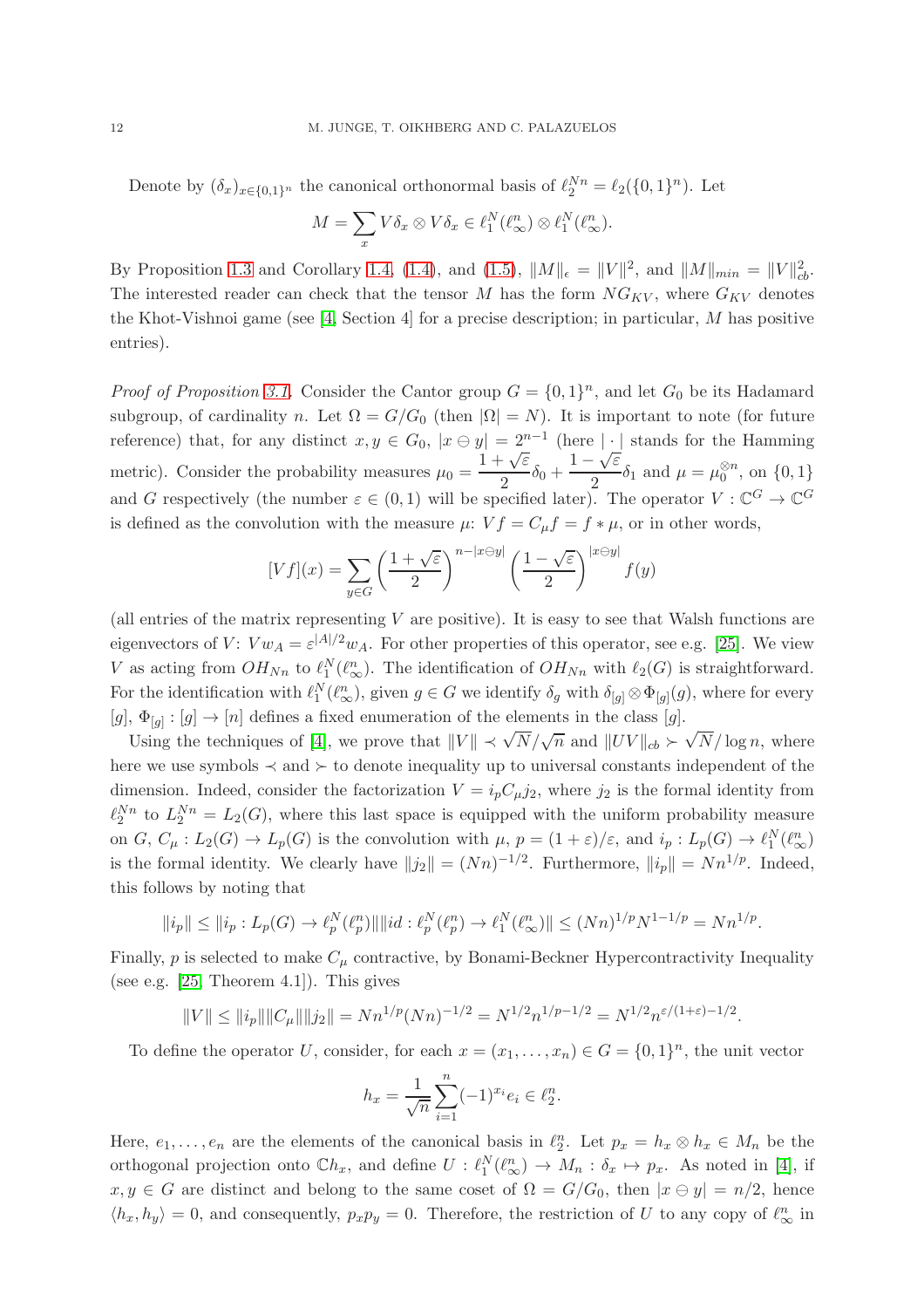Denote by $(\delta_x)_{x\in\{0,1\}^n}$ the canonical orthonormal basis of $\ell_2^{Nn} = \ell_2(\{0,1\}^n)$. Let

$$M = \sum_x V\delta_x \otimes V\delta_x \in \ell_1^N(\ell_\infty^n) \otimes \ell_1^N(\ell_\infty^n).$$

By Proposition 1.3 and Corollary 1.4, (1.4), and (1.5), $\|M\|_\epsilon = \|V\|^2$, and $\|M\|_{min} = \|V\|_{cb}^2$. The interested reader can check that the tensor $M$ has the form $NG_{KV}$, where $G_{KV}$ denotes the Khot-Vishnoi game (see [4, Section 4] for a precise description; in particular, $M$ has positive entries).

*Proof of Proposition 3.1.* Consider the Cantor group $G = \{0,1\}^n$, and let $G_0$ be its Hadamard subgroup, of cardinality $n$. Let $\Omega = G/G_0$ (then $|\Omega| = N$). It is important to note (for future reference) that, for any distinct $x, y \in G_0$, $|x \ominus y| = 2^{n-1}$ (here $|\cdot|$ stands for the Hamming metric). Consider the probability measures $\mu_0 = \dfrac{1+\sqrt{\varepsilon}}{2}\delta_0 + \dfrac{1-\sqrt{\varepsilon}}{2}\delta_1$ and $\mu = \mu_0^{\otimes n}$, on $\{0,1\}$ and $G$ respectively (the number $\varepsilon \in (0,1)$ will be specified later). The operator $V : \mathbb{C}^G \to \mathbb{C}^G$ is defined as the convolution with the measure $\mu$: $Vf = C_\mu f = f * \mu$, or in other words,

$$[Vf](x) = \sum_{y\in G} \left(\frac{1+\sqrt{\varepsilon}}{2}\right)^{n-|x\ominus y|} \left(\frac{1-\sqrt{\varepsilon}}{2}\right)^{|x\ominus y|} f(y)$$

(all entries of the matrix representing $V$ are positive). It is easy to see that Walsh functions are eigenvectors of $V$: $Vw_A = \varepsilon^{|A|/2} w_A$. For other properties of this operator, see e.g. [25]. We view $V$ as acting from $OH_{Nn}$ to $\ell_1^N(\ell_\infty^n)$. The identification of $OH_{Nn}$ with $\ell_2(G)$ is straightforward. For the identification with $\ell_1^N(\ell_\infty^n)$, given $g \in G$ we identify $\delta_g$ with $\delta_{[g]} \otimes \Phi_{[g]}(g)$, where for every $[g]$, $\Phi_{[g]} : [g] \to [n]$ defines a fixed enumeration of the elements in the class $[g]$.

Using the techniques of [4], we prove that $\|V\| \prec \sqrt{N}/\sqrt{n}$ and $\|UV\|_{cb} \succ \sqrt{N}/\log n$, where here we use symbols $\prec$ and $\succ$ to denote inequality up to universal constants independent of the dimension. Indeed, consider the factorization $V = i_p C_\mu j_2$, where $j_2$ is the formal identity from $\ell_2^{Nn}$ to $L_2^{Nn} = L_2(G)$, where this last space is equipped with the uniform probability measure on $G$, $C_\mu : L_2(G) \to L_p(G)$ is the convolution with $\mu$, $p = (1+\varepsilon)/\varepsilon$, and $i_p : L_p(G) \to \ell_1^N(\ell_\infty^n)$ is the formal identity. We clearly have $\|j_2\| = (Nn)^{-1/2}$. Furthermore, $\|i_p\| = Nn^{1/p}$. Indeed, this follows by noting that

$$\|i_p\| \le \|i_p : L_p(G) \to \ell_p^N(\ell_p^n)\| \|id : \ell_p^N(\ell_p^n) \to \ell_1^N(\ell_\infty^n)\| \le (Nn)^{1/p} N^{1-1/p} = Nn^{1/p}.$$

Finally, $p$ is selected to make $C_\mu$ contractive, by Bonami-Beckner Hypercontractivity Inequality (see e.g. [25, Theorem 4.1]). This gives

$$\|V\| \le \|i_p\|\|C_\mu\|\|j_2\| = Nn^{1/p}(Nn)^{-1/2} = N^{1/2}n^{1/p-1/2} = N^{1/2}n^{\varepsilon/(1+\varepsilon)-1/2}.$$

To define the operator $U$, consider, for each $x = (x_1, \ldots, x_n) \in G = \{0,1\}^n$, the unit vector

$$h_x = \frac{1}{\sqrt{n}} \sum_{i=1}^n (-1)^{x_i} e_i \in \ell_2^n.$$

Here, $e_1, \ldots, e_n$ are the elements of the canonical basis in $\ell_2^n$. Let $p_x = h_x \otimes h_x \in M_n$ be the orthogonal projection onto $\mathbb{C}h_x$, and define $U : \ell_1^N(\ell_\infty^n) \to M_n : \delta_x \mapsto p_x$. As noted in [4], if $x, y \in G$ are distinct and belong to the same coset of $\Omega = G/G_0$, then $|x \ominus y| = n/2$, hence $\langle h_x, h_y\rangle = 0$, and consequently, $p_x p_y = 0$. Therefore, the restriction of $U$ to any copy of $\ell_\infty^n$ in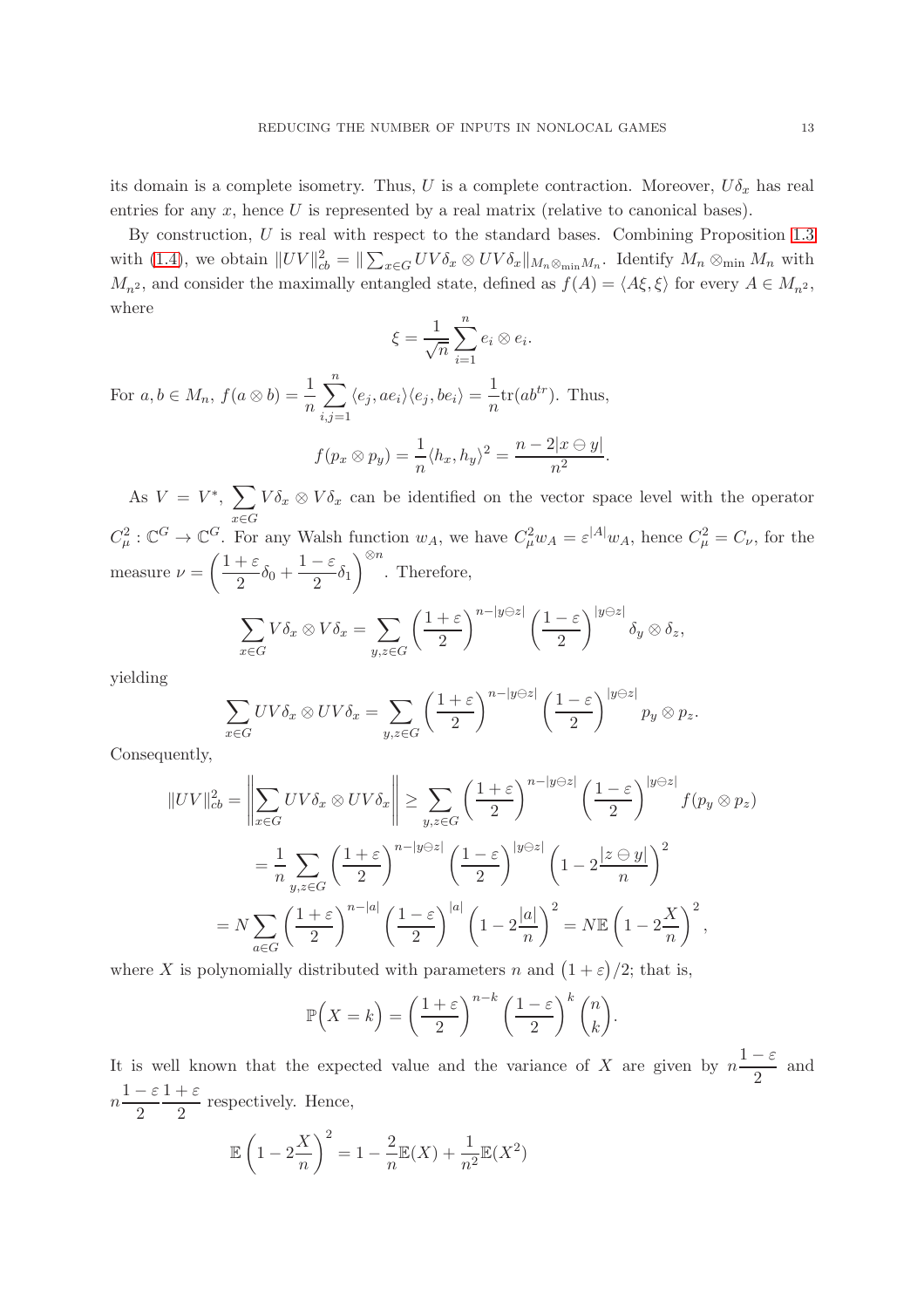its domain is a complete isometry. Thus, $U$ is a complete contraction. Moreover, $U\delta_x$ has real entries for any $x$, hence $U$ is represented by a real matrix (relative to canonical bases).

By construction, $U$ is real with respect to the standard bases. Combining Proposition 1.3 with (1.4), we obtain $\|UV\|_{cb}^2 = \|\sum_{x\in G} UV\delta_x \otimes UV\delta_x\|_{M_n\otimes_{\min} M_n}$. Identify $M_n \otimes_{\min} M_n$ with $M_{n^2}$, and consider the maximally entangled state, defined as $f(A) = \langle A\xi, \xi\rangle$ for every $A \in M_{n^2}$, where

$$\xi = \frac{1}{\sqrt{n}}\sum_{i=1}^{n} e_i \otimes e_i.$$

For $a, b \in M_n$, $f(a\otimes b) = \dfrac{1}{n}\displaystyle\sum_{i,j=1}^{n} \langle e_j, ae_i\rangle\langle e_j, be_i\rangle = \dfrac{1}{n}\mathrm{tr}(ab^{tr})$. Thus,

$$f(p_x \otimes p_y) = \frac{1}{n}\langle h_x, h_y\rangle^2 = \frac{n - 2|x\ominus y|}{n^2}.$$

As $V = V^*$, $\displaystyle\sum_{x\in G} V\delta_x \otimes V\delta_x$ can be identified on the vector space level with the operator $C_\mu^2 : \mathbb{C}^G \to \mathbb{C}^G$. For any Walsh function $w_A$, we have $C_\mu^2 w_A = \varepsilon^{|A|} w_A$, hence $C_\mu^2 = C_\nu$, for the measure $\nu = \left(\dfrac{1+\varepsilon}{2}\delta_0 + \dfrac{1-\varepsilon}{2}\delta_1\right)^{\otimes n}$. Therefore,

$$\sum_{x\in G} V\delta_x \otimes V\delta_x = \sum_{y,z\in G}\left(\frac{1+\varepsilon}{2}\right)^{n-|y\ominus z|}\left(\frac{1-\varepsilon}{2}\right)^{|y\ominus z|}\delta_y\otimes\delta_z,$$

yielding

$$\sum_{x\in G} UV\delta_x \otimes UV\delta_x = \sum_{y,z\in G}\left(\frac{1+\varepsilon}{2}\right)^{n-|y\ominus z|}\left(\frac{1-\varepsilon}{2}\right)^{|y\ominus z|} p_y\otimes p_z.$$

Consequently,

$$\begin{aligned}
\|UV\|_{cb}^2 = \left\|\sum_{x\in G} UV\delta_x\otimes UV\delta_x\right\| &\geq \sum_{y,z\in G}\left(\frac{1+\varepsilon}{2}\right)^{n-|y\ominus z|}\left(\frac{1-\varepsilon}{2}\right)^{|y\ominus z|} f(p_y\otimes p_z)\\
&= \frac{1}{n}\sum_{y,z\in G}\left(\frac{1+\varepsilon}{2}\right)^{n-|y\ominus z|}\left(\frac{1-\varepsilon}{2}\right)^{|y\ominus z|}\left(1 - 2\frac{|z\ominus y|}{n}\right)^2\\
= N\sum_{a\in G}\left(\frac{1+\varepsilon}{2}\right)^{n-|a|}\left(\frac{1-\varepsilon}{2}\right)^{|a|}&\left(1-2\frac{|a|}{n}\right)^2 = N\mathbb{E}\left(1-2\frac{X}{n}\right)^2,
\end{aligned}$$

where $X$ is polynomially distributed with parameters $n$ and $(1+\varepsilon)/2$; that is,

$$\mathbb{P}\Big(X = k\Big) = \left(\frac{1+\varepsilon}{2}\right)^{n-k}\left(\frac{1-\varepsilon}{2}\right)^{k}\binom{n}{k}.$$

It is well known that the expected value and the variance of $X$ are given by $n\dfrac{1-\varepsilon}{2}$ and $n\dfrac{1-\varepsilon}{2}\dfrac{1+\varepsilon}{2}$ respectively. Hence,

$$\mathbb{E}\left(1-2\frac{X}{n}\right)^2 = 1 - \frac{2}{n}\mathbb{E}(X) + \frac{1}{n^2}\mathbb{E}(X^2)$$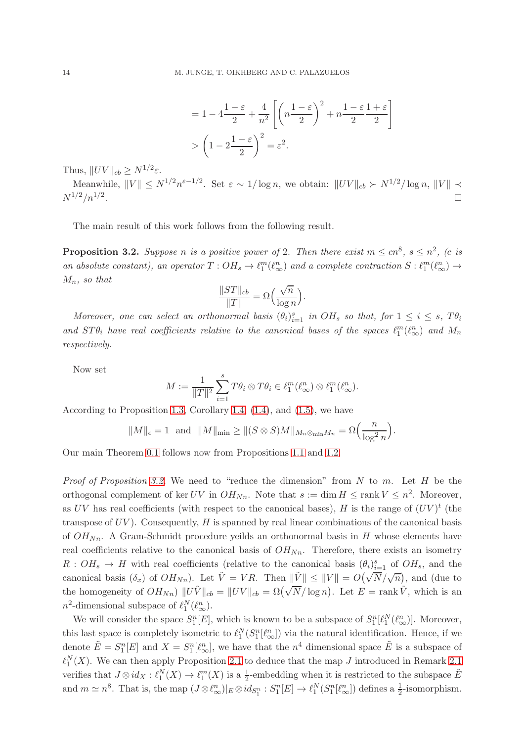$$= 1 - 4\frac{1-\varepsilon}{2} + \frac{4}{n^2}\left[\left(n\frac{1-\varepsilon}{2}\right)^2 + n\frac{1-\varepsilon}{2}\frac{1+\varepsilon}{2}\right]$$

$$> \left(1 - 2\frac{1-\varepsilon}{2}\right)^2 = \varepsilon^2.$$

Thus, $\|UV\|_{cb} \geq N^{1/2}\varepsilon$.

Meanwhile, $\|V\| \leq N^{1/2}n^{\varepsilon-1/2}$. Set $\varepsilon \sim 1/\log n$, we obtain: $\|UV\|_{cb} \succ N^{1/2}/\log n$, $\|V\| \prec N^{1/2}/n^{1/2}$. □

The main result of this work follows from the following result.

**Proposition 3.2.** *Suppose $n$ is a positive power of 2. Then there exist $m \leq cn^8$, $s \leq n^2$, ($c$ is an absolute constant), an operator $T : OH_s \to \ell_1^m(\ell_\infty^n)$ and a complete contraction $S : \ell_1^m(\ell_\infty^n) \to M_n$, so that*

$$\frac{\|ST\|_{cb}}{\|T\|} = \Omega\Big(\frac{\sqrt{n}}{\log n}\Big).$$

*Moreover, one can select an orthonormal basis $(\theta_i)_{i=1}^s$ in $OH_s$ so that, for $1 \leq i \leq s$, $T\theta_i$ and $ST\theta_i$ have real coefficients relative to the canonical bases of the spaces $\ell_1^m(\ell_\infty^n)$ and $M_n$ respectively.*

Now set

$$M := \frac{1}{\|T\|^2}\sum_{i=1}^s T\theta_i \otimes T\theta_i \in \ell_1^m(\ell_\infty^n) \otimes \ell_1^m(\ell_\infty^n).$$

According to Proposition 1.3, Corollary 1.4, (1.4), and (1.5), we have

$$\|M\|_\epsilon = 1 \ \text{ and } \ \|M\|_{\min} \geq \|(S \otimes S)M\|_{M_n \otimes_{\min} M_n} = \Omega\Big(\frac{n}{\log^2 n}\Big).$$

Our main Theorem 0.1 follows now from Propositions 1.1 and 1.2.

*Proof of Proposition 3.2.* We need to "reduce the dimension" from $N$ to $m$. Let $H$ be the orthogonal complement of $\ker UV$ in $OH_{Nn}$. Note that $s := \dim H \leq \operatorname{rank} V \leq n^2$. Moreover, as $UV$ has real coefficients (with respect to the canonical bases), $H$ is the range of $(UV)^t$ (the transpose of $UV$). Consequently, $H$ is spanned by real linear combinations of the canonical basis of $OH_{Nn}$. A Gram-Schmidt procedure yeilds an orthonormal basis in $H$ whose elements have real coefficients relative to the canonical basis of $OH_{Nn}$. Therefore, there exists an isometry $R : OH_s \to H$ with real coefficients (relative to the canonical basis $(\theta_i)_{i=1}^s$ of $OH_s$, and the canonical basis $(\delta_x)$ of $OH_{Nn}$). Let $\tilde{V} = VR$. Then $\|\tilde{V}\| \leq \|V\| = O\big(\sqrt{N}/\sqrt{n}\big)$, and (due to the homogeneity of $OH_{Nn}$) $\|U\tilde{V}\|_{cb} = \|UV\|_{cb} = \Omega\big(\sqrt{N}/\log n\big)$. Let $E = \operatorname{rank} \tilde{V}$, which is an $n^2$-dimensional subspace of $\ell_1^N(\ell_\infty^n)$.

We will consider the space $S_1^n[E]$, which is known to be a subspace of $S_1^n[\ell_1^N(\ell_\infty^n)]$. Moreover, this last space is completely isometric to $\ell_1^N(S_1^n[\ell_\infty^n])$ via the natural identification. Hence, if we denote $\tilde{E} = S_1^n[E]$ and $X = S_1^n[\ell_\infty^n]$, we have that the $n^4$ dimensional space $\tilde{E}$ is a subspace of $\ell_1^N(X)$. We can then apply Proposition 2.1 to deduce that the map $J$ introduced in Remark 2.1 verifies that $J \otimes id_X : \ell_1^N(X) \to \ell_1^m(X)$ is a $\frac{1}{2}$-embedding when it is restricted to the subspace $\tilde{E}$ and $m \simeq n^8$. That is, the map $(J \otimes \ell_\infty^n)|_E \otimes id_{S_1^n} : S_1^n[E] \to \ell_1^N(S_1^n[\ell_\infty^n])$ defines a $\frac{1}{2}$-isomorphism.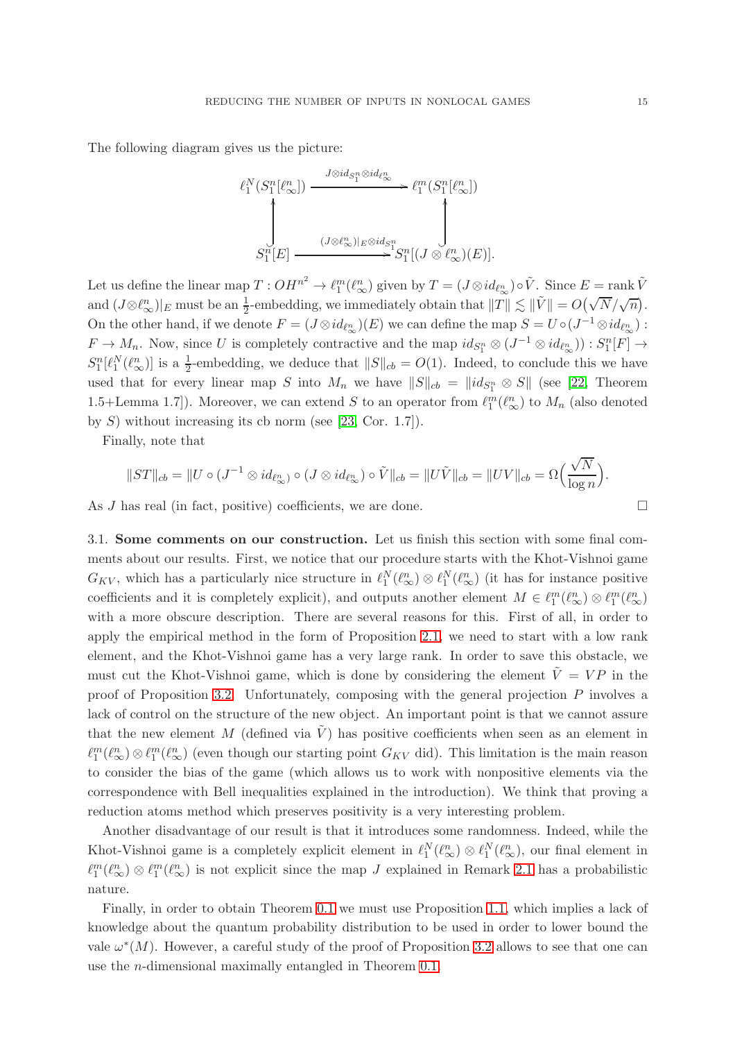The following diagram gives us the picture:

$$
\begin{array}{ccc}
\ell_1^N(S_1^n[\ell_\infty^n]) & \xrightarrow{J\otimes id_{S_1^n}\otimes id_{\ell_\infty^n}} & \ell_1^m(S_1^n[\ell_\infty^n]) \\
\Big\uparrow & & \Big\uparrow \\
S_1^n[E] & \xrightarrow{(J\otimes \ell_\infty^n)|_E\otimes id_{S_1^n}} & S_1^n[(J\otimes \ell_\infty^n)(E)].
\end{array}
$$

Let us define the linear map $T : OH^{n^2} \to \ell_1^m(\ell_\infty^n)$ given by $T = (J \otimes id_{\ell_\infty^n}) \circ \tilde{V}$. Since $E = \operatorname{rank} \tilde{V}$ and $(J \otimes \ell_\infty^n)|_E$ must be an $\frac{1}{2}$-embedding, we immediately obtain that $\|T\| \lesssim \|\tilde{V}\| = O\big(\sqrt{N}/\sqrt{n}\big)$. On the other hand, if we denote $F = (J \otimes id_{\ell_\infty^n})(E)$ we can define the map $S = U \circ (J^{-1} \otimes id_{\ell_\infty^n}) : F \to M_n$. Now, since $U$ is completely contractive and the map $id_{S_1^n} \otimes (J^{-1} \otimes id_{\ell_\infty^n})) : S_1^n[F] \to S_1^n[\ell_1^N(\ell_\infty^n)]$ is a $\frac{1}{2}$-embedding, we deduce that $\|S\|_{cb} = O(1)$. Indeed, to conclude this we have used that for every linear map $S$ into $M_n$ we have $\|S\|_{cb} = \|id_{S_1^n} \otimes S\|$ (see [22, Theorem 1.5+Lemma 1.7]). Moreover, we can extend $S$ to an operator from $\ell_1^m(\ell_\infty^n)$ to $M_n$ (also denoted by $S$) without increasing its cb norm (see [23, Cor. 1.7]).

Finally, note that

$$\|ST\|_{cb} = \|U \circ (J^{-1} \otimes id_{\ell_\infty^n}) \circ (J \otimes id_{\ell_\infty^n}) \circ \tilde{V}\|_{cb} = \|U\tilde{V}\|_{cb} = \|UV\|_{cb} = \Omega\Big(\frac{\sqrt{N}}{\log n}\Big).$$

As $J$ has real (in fact, positive) coefficients, we are done. $\square$

### 3.1. Some comments on our construction.

Let us finish this section with some final comments about our results. First, we notice that our procedure starts with the Khot-Vishnoi game $G_{KV}$, which has a particularly nice structure in $\ell_1^N(\ell_\infty^n) \otimes \ell_1^N(\ell_\infty^n)$ (it has for instance positive coefficients and it is completely explicit), and outputs another element $M \in \ell_1^m(\ell_\infty^n) \otimes \ell_1^m(\ell_\infty^n)$ with a more obscure description. There are several reasons for this. First of all, in order to apply the empirical method in the form of Proposition 2.1, we need to start with a low rank element, and the Khot-Vishnoi game has a very large rank. In order to save this obstacle, we must cut the Khot-Vishnoi game, which is done by considering the element $\tilde{V} = VP$ in the proof of Proposition 3.2. Unfortunately, composing with the general projection $P$ involves a lack of control on the structure of the new object. An important point is that we cannot assure that the new element $M$ (defined via $\tilde{V}$) has positive coefficients when seen as an element in $\ell_1^m(\ell_\infty^n) \otimes \ell_1^m(\ell_\infty^n)$ (even though our starting point $G_{KV}$ did). This limitation is the main reason to consider the bias of the game (which allows us to work with nonpositive elements via the correspondence with Bell inequalities explained in the introduction). We think that proving a reduction atoms method which preserves positivity is a very interesting problem.

Another disadvantage of our result is that it introduces some randomness. Indeed, while the Khot-Vishnoi game is a completely explicit element in $\ell_1^N(\ell_\infty^n) \otimes \ell_1^N(\ell_\infty^n)$, our final element in $\ell_1^m(\ell_\infty^n) \otimes \ell_1^m(\ell_\infty^n)$ is not explicit since the map $J$ explained in Remark 2.1 has a probabilistic nature.

Finally, in order to obtain Theorem 0.1 we must use Proposition 1.1, which implies a lack of knowledge about the quantum probability distribution to be used in order to lower bound the vale $\omega^*(M)$. However, a careful study of the proof of Proposition 3.2 allows to see that one can use the $n$-dimensional maximally entangled in Theorem 0.1.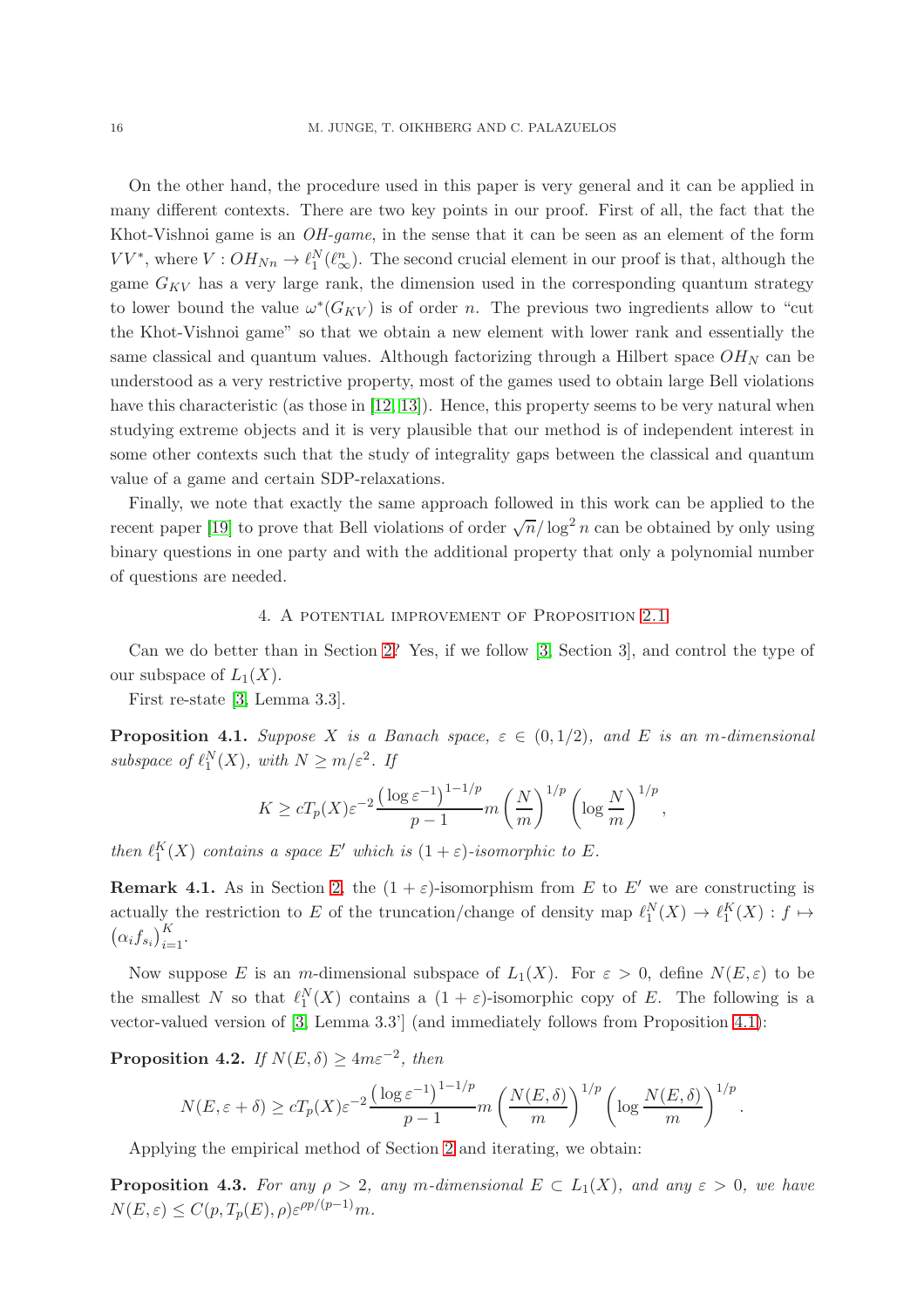On the other hand, the procedure used in this paper is very general and it can be applied in many different contexts. There are two key points in our proof. First of all, the fact that the Khot-Vishnoi game is an *OH-game*, in the sense that it can be seen as an element of the form $VV^*$, where $V : OH_{Nn} \to \ell_1^N(\ell_\infty^n)$. The second crucial element in our proof is that, although the game $G_{KV}$ has a very large rank, the dimension used in the corresponding quantum strategy to lower bound the value $\omega^*(G_{KV})$ is of order $n$. The previous two ingredients allow to "cut the Khot-Vishnoi game" so that we obtain a new element with lower rank and essentially the same classical and quantum values. Although factorizing through a Hilbert space $OH_N$ can be understood as a very restrictive property, most of the games used to obtain large Bell violations have this characteristic (as those in [12, 13]). Hence, this property seems to be very natural when studying extreme objects and it is very plausible that our method is of independent interest in some other contexts such that the study of integrality gaps between the classical and quantum value of a game and certain SDP-relaxations.

Finally, we note that exactly the same approach followed in this work can be applied to the recent paper [19] to prove that Bell violations of order $\sqrt{n}/\log^2 n$ can be obtained by only using binary questions in one party and with the additional property that only a polynomial number of questions are needed.

## 4. A potential improvement of Proposition 2.1

Can we do better than in Section 2? Yes, if we follow [3, Section 3], and control the type of our subspace of $L_1(X)$.

First re-state [3, Lemma 3.3].

**Proposition 4.1.** *Suppose $X$ is a Banach space, $\varepsilon \in (0, 1/2)$, and $E$ is an $m$-dimensional subspace of $\ell_1^N(X)$, with $N \geq m/\varepsilon^2$. If*

$$K \geq cT_p(X)\varepsilon^{-2}\frac{\left(\log \varepsilon^{-1}\right)^{1-1/p}}{p-1}m\left(\frac{N}{m}\right)^{1/p}\left(\log\frac{N}{m}\right)^{1/p},$$

*then $\ell_1^K(X)$ contains a space $E'$ which is $(1+\varepsilon)$-isomorphic to $E$.*

**Remark 4.1.** As in Section 2, the $(1+\varepsilon)$-isomorphism from $E$ to $E'$ we are constructing is actually the restriction to $E$ of the truncation/change of density map $\ell_1^N(X) \to \ell_1^K(X) : f \mapsto \left(\alpha_i f_{s_i}\right)_{i=1}^K$.

Now suppose $E$ is an $m$-dimensional subspace of $L_1(X)$. For $\varepsilon > 0$, define $N(E, \varepsilon)$ to be the smallest $N$ so that $\ell_1^N(X)$ contains a $(1+\varepsilon)$-isomorphic copy of $E$. The following is a vector-valued version of [3, Lemma 3.3'] (and immediately follows from Proposition 4.1):

**Proposition 4.2.** *If $N(E, \delta) \geq 4m\varepsilon^{-2}$, then*

$$N(E, \varepsilon+\delta) \geq cT_p(X)\varepsilon^{-2}\frac{\left(\log \varepsilon^{-1}\right)^{1-1/p}}{p-1}m\left(\frac{N(E,\delta)}{m}\right)^{1/p}\left(\log\frac{N(E,\delta)}{m}\right)^{1/p}.$$

Applying the empirical method of Section 2 and iterating, we obtain:

**Proposition 4.3.** *For any $\rho > 2$, any $m$-dimensional $E \subset L_1(X)$, and any $\varepsilon > 0$, we have $N(E, \varepsilon) \leq C(p, T_p(E), \rho)\varepsilon^{\rho p/(p-1)}m$.*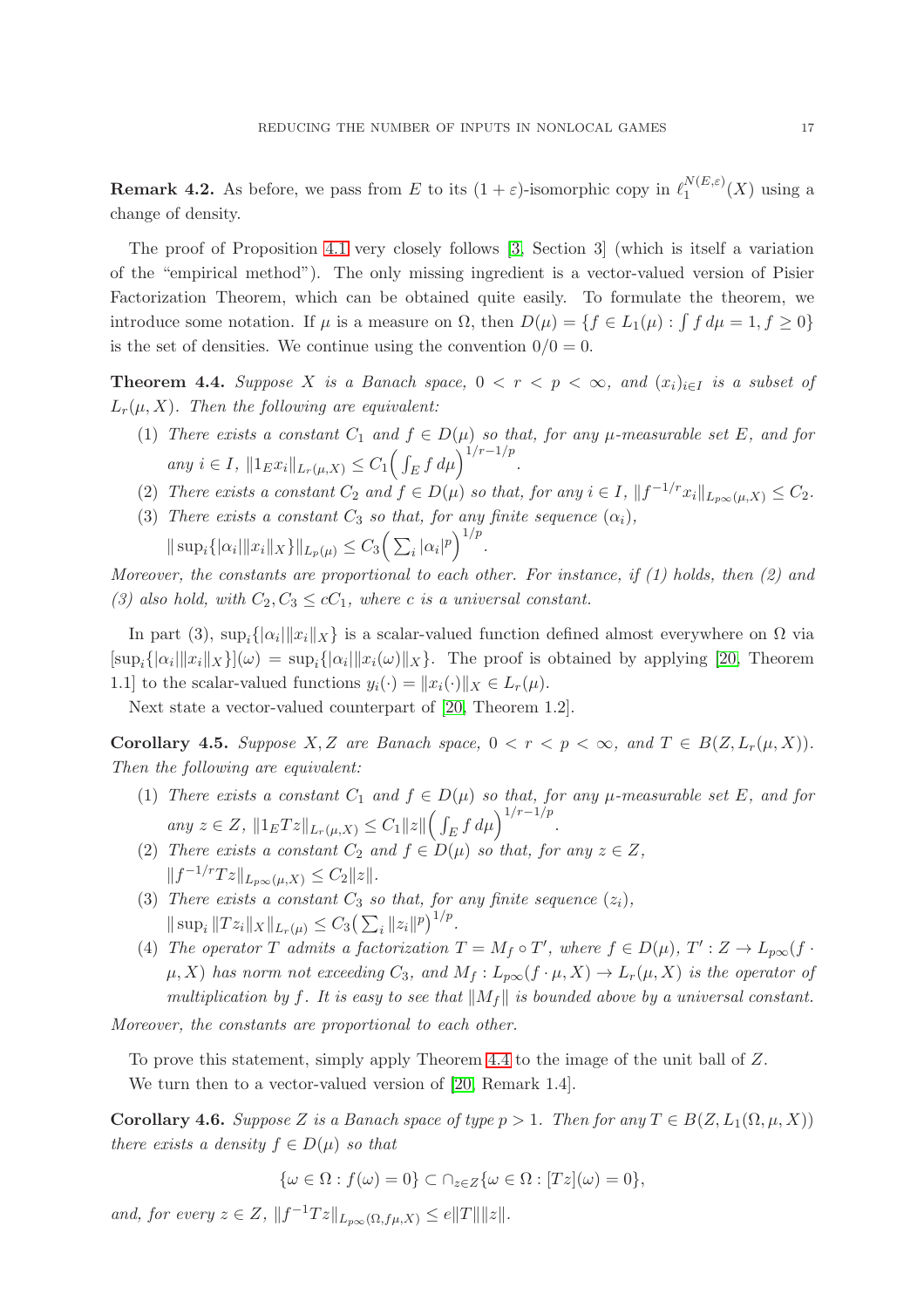**Remark 4.2.** As before, we pass from $E$ to its $(1+\varepsilon)$-isomorphic copy in $\ell_1^{N(E,\varepsilon)}(X)$ using a change of density.

The proof of Proposition 4.1 very closely follows [3, Section 3] (which is itself a variation of the "empirical method"). The only missing ingredient is a vector-valued version of Pisier Factorization Theorem, which can be obtained quite easily. To formulate the theorem, we introduce some notation. If $\mu$ is a measure on $\Omega$, then $D(\mu) = \{f \in L_1(\mu) : \int f \, d\mu = 1, f \geq 0\}$ is the set of densities. We continue using the convention $0/0 = 0$.

**Theorem 4.4.** *Suppose $X$ is a Banach space, $0 < r < p < \infty$, and $(x_i)_{i \in I}$ is a subset of $L_r(\mu, X)$. Then the following are equivalent:*

1. *There exists a constant $C_1$ and $f \in D(\mu)$ so that, for any $\mu$-measurable set $E$, and for any $i \in I$, $\|1_E x_i\|_{L_r(\mu,X)} \leq C_1 \Big( \int_E f \, d\mu \Big)^{1/r - 1/p}$.*
2. *There exists a constant $C_2$ and $f \in D(\mu)$ so that, for any $i \in I$, $\|f^{-1/r} x_i\|_{L_{p\infty}(\mu,X)} \leq C_2$.*
3. *There exists a constant $C_3$ so that, for any finite sequence $(\alpha_i)$, $\|\sup_i \{|\alpha_i| \|x_i\|_X\}\|_{L_p(\mu)} \leq C_3 \Big( \sum_i |\alpha_i|^p \Big)^{1/p}$.*

*Moreover, the constants are proportional to each other. For instance, if (1) holds, then (2) and (3) also hold, with $C_2, C_3 \leq c C_1$, where $c$ is a universal constant.*

In part (3), $\sup_i \{|\alpha_i| \|x_i\|_X\}$ is a scalar-valued function defined almost everywhere on $\Omega$ via $[\sup_i \{|\alpha_i| \|x_i\|_X\}](\omega) = \sup_i \{|\alpha_i| \|x_i(\omega)\|_X\}$. The proof is obtained by applying [20, Theorem 1.1] to the scalar-valued functions $y_i(\cdot) = \|x_i(\cdot)\|_X \in L_r(\mu)$.

Next state a vector-valued counterpart of [20, Theorem 1.2].

**Corollary 4.5.** *Suppose $X, Z$ are Banach space, $0 < r < p < \infty$, and $T \in B(Z, L_r(\mu, X))$. Then the following are equivalent:*

1. *There exists a constant $C_1$ and $f \in D(\mu)$ so that, for any $\mu$-measurable set $E$, and for any $z \in Z$, $\|1_E T z\|_{L_r(\mu,X)} \leq C_1 \|z\| \Big( \int_E f \, d\mu \Big)^{1/r - 1/p}$.*
2. *There exists a constant $C_2$ and $f \in D(\mu)$ so that, for any $z \in Z$, $\|f^{-1/r} T z\|_{L_{p\infty}(\mu,X)} \leq C_2 \|z\|$.*
3. *There exists a constant $C_3$ so that, for any finite sequence $(z_i)$, $\|\sup_i \|T z_i\|_X\|_{L_r(\mu)} \leq C_3 \big( \sum_i \|z_i\|^p \big)^{1/p}$.*
4. *The operator $T$ admits a factorization $T = M_f \circ T'$, where $f \in D(\mu)$, $T' : Z \to L_{p\infty}(f \cdot \mu, X)$ has norm not exceeding $C_3$, and $M_f : L_{p\infty}(f \cdot \mu, X) \to L_r(\mu, X)$ is the operator of multiplication by $f$. It is easy to see that $\|M_f\|$ is bounded above by a universal constant.*

*Moreover, the constants are proportional to each other.*

To prove this statement, simply apply Theorem 4.4 to the image of the unit ball of $Z$.

We turn then to a vector-valued version of [20, Remark 1.4].

**Corollary 4.6.** *Suppose $Z$ is a Banach space of type $p > 1$. Then for any $T \in B(Z, L_1(\Omega, \mu, X))$ there exists a density $f \in D(\mu)$ so that*

$$\{\omega \in \Omega : f(\omega) = 0\} \subset \cap_{z \in Z} \{\omega \in \Omega : [Tz](\omega) = 0\},$$

*and, for every $z \in Z$, $\|f^{-1} T z\|_{L_{p\infty}(\Omega, f\mu, X)} \leq e \|T\| \|z\|$.*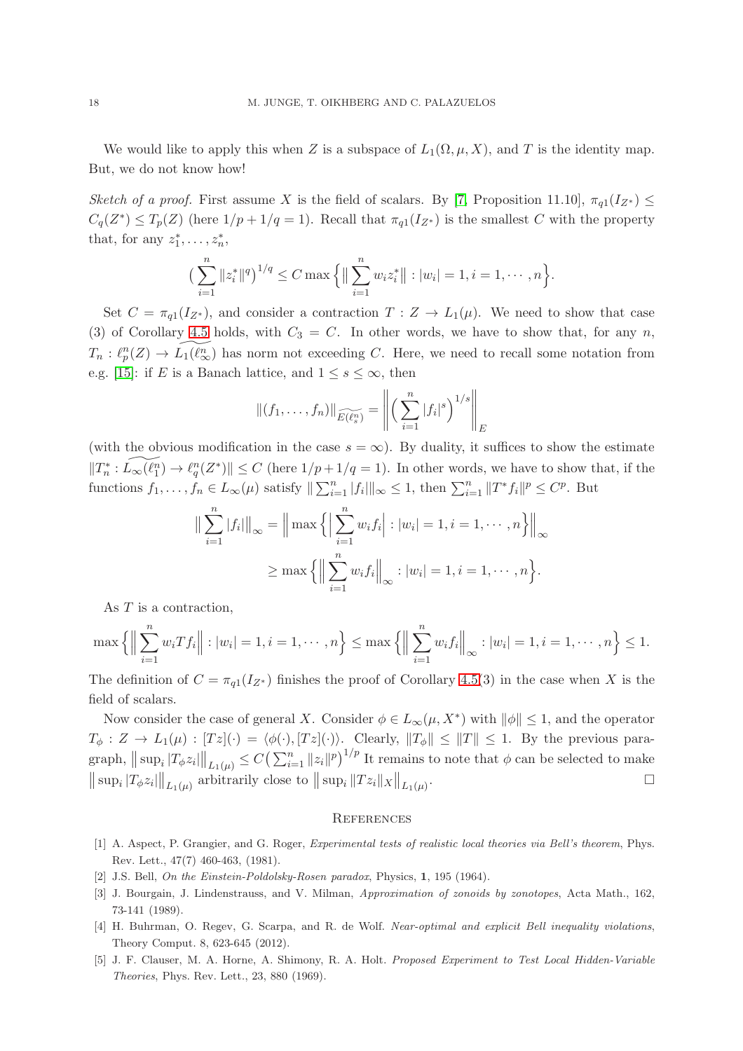We would like to apply this when $Z$ is a subspace of $L_1(\Omega, \mu, X)$, and $T$ is the identity map. But, we do not know how!

*Sketch of a proof.* First assume $X$ is the field of scalars. By [7, Proposition 11.10], $\pi_{q1}(I_{Z^*}) \leq C_q(Z^*) \leq T_p(Z)$ (here $1/p + 1/q = 1$). Recall that $\pi_{q1}(I_{Z^*})$ is the smallest $C$ with the property that, for any $z_1^*, \ldots, z_n^*$,

$$\Big( \sum_{i=1}^{n} \|z_i^*\|^q \Big)^{1/q} \leq C \max \Big\{ \Big\| \sum_{i=1}^{n} w_i z_i^* \Big\| : |w_i| = 1, i = 1, \cdots, n \Big\}.$$

Set $C = \pi_{q1}(I_{Z^*})$, and consider a contraction $T : Z \to L_1(\mu)$. We need to show that case (3) of Corollary 4.5 holds, with $C_3 = C$. In other words, we have to show that, for any $n$, $T_n : \ell_p^n(Z) \to \widetilde{L_1(\ell_\infty^n)}$ has norm not exceeding $C$. Here, we need to recall some notation from e.g. [15]: if $E$ is a Banach lattice, and $1 \leq s \leq \infty$, then

$$\|(f_1, \ldots, f_n)\|_{\widetilde{E(\ell_s^n)}} = \left\| \Big( \sum_{i=1}^{n} |f_i|^s \Big)^{1/s} \right\|_E$$

(with the obvious modification in the case $s = \infty$). By duality, it suffices to show the estimate $\|T_n^* : \widetilde{L_\infty(\ell_1^n)} \to \ell_q^n(Z^*)\| \leq C$ (here $1/p + 1/q = 1$). In other words, we have to show that, if the functions $f_1, \ldots, f_n \in L_\infty(\mu)$ satisfy $\| \sum_{i=1}^n |f_i| \|_\infty \leq 1$, then $\sum_{i=1}^n \|T^* f_i\|^p \leq C^p$. But

$$\begin{aligned}
\Big\| \sum_{i=1}^{n} |f_i| \Big\|_\infty &= \Big\| \max \Big\{ \Big| \sum_{i=1}^{n} w_i f_i \Big| : |w_i| = 1, i = 1, \cdots, n \Big\} \Big\|_\infty \\
&\geq \max \Big\{ \Big\| \sum_{i=1}^{n} w_i f_i \Big\|_\infty : |w_i| = 1, i = 1, \cdots, n \Big\}.
\end{aligned}$$

As $T$ is a contraction,

$$\max \Big\{ \Big\| \sum_{i=1}^{n} w_i T f_i \Big\| : |w_i| = 1, i = 1, \cdots, n \Big\} \leq \max \Big\{ \Big\| \sum_{i=1}^{n} w_i f_i \Big\|_\infty : |w_i| = 1, i = 1, \cdots, n \Big\} \leq 1.$$

The definition of $C = \pi_{q1}(I_{Z^*})$ finishes the proof of Corollary 4.5(3) in the case when $X$ is the field of scalars.

Now consider the case of general $X$. Consider $\phi \in L_\infty(\mu, X^*)$ with $\|\phi\| \leq 1$, and the operator $T_\phi : Z \to L_1(\mu) : [Tz](\cdot) = \langle \phi(\cdot), [Tz](\cdot) \rangle$. Clearly, $\|T_\phi\| \leq \|T\| \leq 1$. By the previous paragraph, $\big\| \sup_i |T_\phi z_i| \big\|_{L_1(\mu)} \leq C \big( \sum_{i=1}^n \|z_i\|^p \big)^{1/p}$ It remains to note that $\phi$ can be selected to make $\big\| \sup_i |T_\phi z_i| \big\|_{L_1(\mu)}$ arbitrarily close to $\big\| \sup_i \|T z_i\|_X \big\|_{L_1(\mu)}$. □

## References

[1] A. Aspect, P. Grangier, and G. Roger, *Experimental tests of realistic local theories via Bell's theorem*, Phys. Rev. Lett., 47(7) 460-463, (1981).

[2] J.S. Bell, *On the Einstein-Poldolsky-Rosen paradox*, Physics, **1**, 195 (1964).

[3] J. Bourgain, J. Lindenstrauss, and V. Milman, *Approximation of zonoids by zonotopes*, Acta Math., 162, 73-141 (1989).

[4] H. Buhrman, O. Regev, G. Scarpa, and R. de Wolf. *Near-optimal and explicit Bell inequality violations*, Theory Comput. 8, 623-645 (2012).

[5] J. F. Clauser, M. A. Horne, A. Shimony, R. A. Holt. *Proposed Experiment to Test Local Hidden-Variable Theories*, Phys. Rev. Lett., 23, 880 (1969).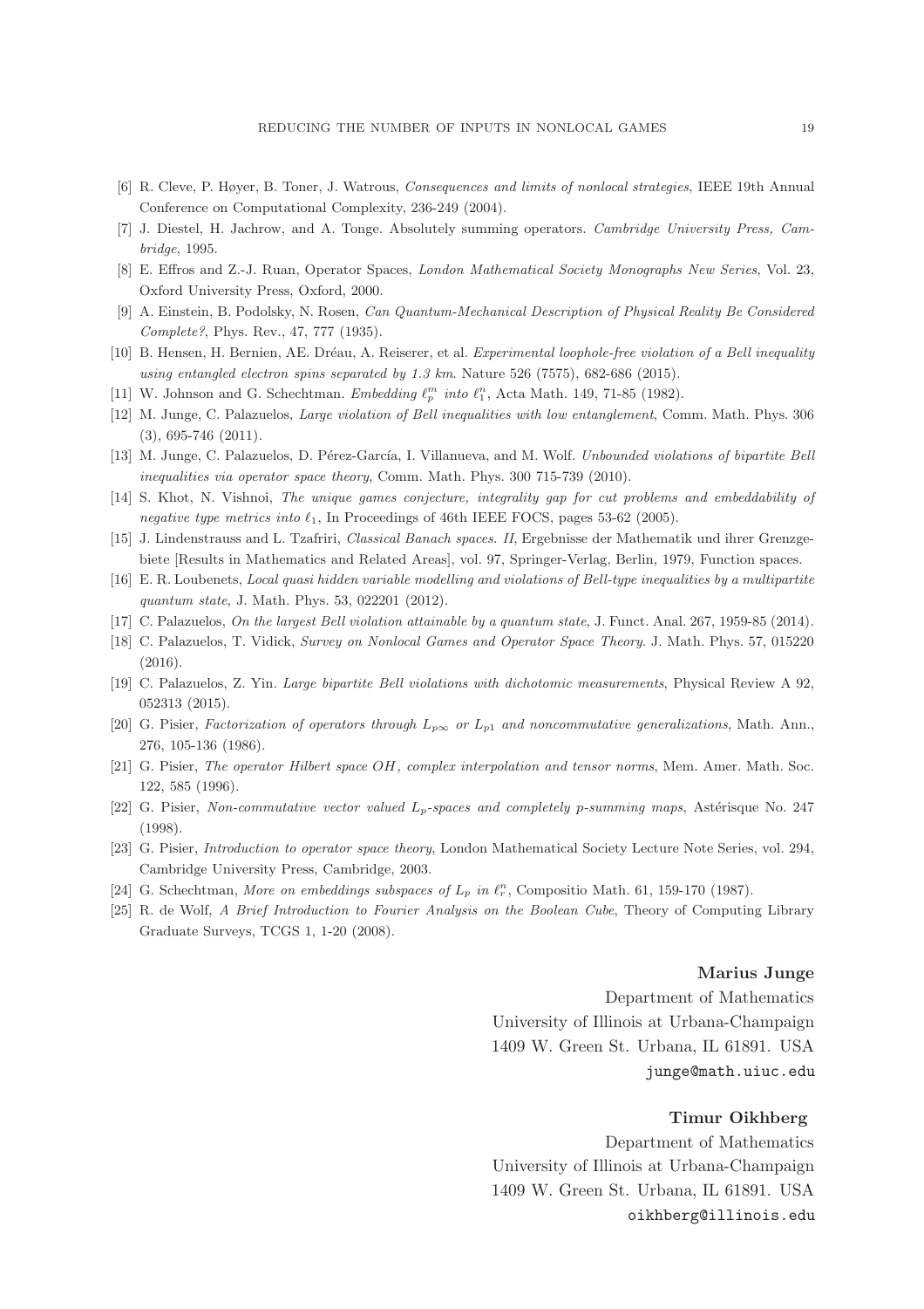[6] R. Cleve, P. Høyer, B. Toner, J. Watrous, *Consequences and limits of nonlocal strategies*, IEEE 19th Annual Conference on Computational Complexity, 236-249 (2004).

[7] J. Diestel, H. Jachrow, and A. Tonge. Absolutely summing operators. *Cambridge University Press, Cambridge*, 1995.

[8] E. Effros and Z.-J. Ruan, Operator Spaces, *London Mathematical Society Monographs New Series*, Vol. 23, Oxford University Press, Oxford, 2000.

[9] A. Einstein, B. Podolsky, N. Rosen, *Can Quantum-Mechanical Description of Physical Reality Be Considered Complete?*, Phys. Rev., 47, 777 (1935).

[10] B. Hensen, H. Bernien, AE. Dréau, A. Reiserer, et al. *Experimental loophole-free violation of a Bell inequality using entangled electron spins separated by 1.3 km*. Nature 526 (7575), 682-686 (2015).

[11] W. Johnson and G. Schechtman. *Embedding $\ell_p^m$ into $\ell_1^n$*, Acta Math. 149, 71-85 (1982).

[12] M. Junge, C. Palazuelos, *Large violation of Bell inequalities with low entanglement*, Comm. Math. Phys. 306 (3), 695-746 (2011).

[13] M. Junge, C. Palazuelos, D. Pérez-García, I. Villanueva, and M. Wolf. *Unbounded violations of bipartite Bell inequalities via operator space theory*, Comm. Math. Phys. 300 715-739 (2010).

[14] S. Khot, N. Vishnoi, *The unique games conjecture, integrality gap for cut problems and embeddability of negative type metrics into $\ell_1$*, In Proceedings of 46th IEEE FOCS, pages 53-62 (2005).

[15] J. Lindenstrauss and L. Tzafriri, *Classical Banach spaces. II*, Ergebnisse der Mathematik und ihrer Grenzgebiete [Results in Mathematics and Related Areas], vol. 97, Springer-Verlag, Berlin, 1979, Function spaces.

[16] E. R. Loubenets, *Local quasi hidden variable modelling and violations of Bell-type inequalities by a multipartite quantum state*, J. Math. Phys. 53, 022201 (2012).

[17] C. Palazuelos, *On the largest Bell violation attainable by a quantum state*, J. Funct. Anal. 267, 1959-85 (2014).

[18] C. Palazuelos, T. Vidick, *Survey on Nonlocal Games and Operator Space Theory*. J. Math. Phys. 57, 015220 (2016).

[19] C. Palazuelos, Z. Yin. *Large bipartite Bell violations with dichotomic measurements*, Physical Review A 92, 052313 (2015).

[20] G. Pisier, *Factorization of operators through $L_{p\infty}$ or $L_{p1}$ and noncommutative generalizations*, Math. Ann., 276, 105-136 (1986).

[21] G. Pisier, *The operator Hilbert space OH, complex interpolation and tensor norms*, Mem. Amer. Math. Soc. 122, 585 (1996).

[22] G. Pisier, *Non-commutative vector valued $L_p$-spaces and completely p-summing maps*, Astérisque No. 247 (1998).

[23] G. Pisier, *Introduction to operator space theory*, London Mathematical Society Lecture Note Series, vol. 294, Cambridge University Press, Cambridge, 2003.

[24] G. Schechtman, *More on embeddings subspaces of $L_p$ in $\ell_r^n$*, Compositio Math. 61, 159-170 (1987).

[25] R. de Wolf, *A Brief Introduction to Fourier Analysis on the Boolean Cube*, Theory of Computing Library Graduate Surveys, TCGS 1, 1-20 (2008).

**Marius Junge**

Department of Mathematics
University of Illinois at Urbana-Champaign
1409 W. Green St. Urbana, IL 61891. USA
junge@math.uiuc.edu

**Timur Oikhberg**

Department of Mathematics
University of Illinois at Urbana-Champaign
1409 W. Green St. Urbana, IL 61891. USA
oikhberg@illinois.edu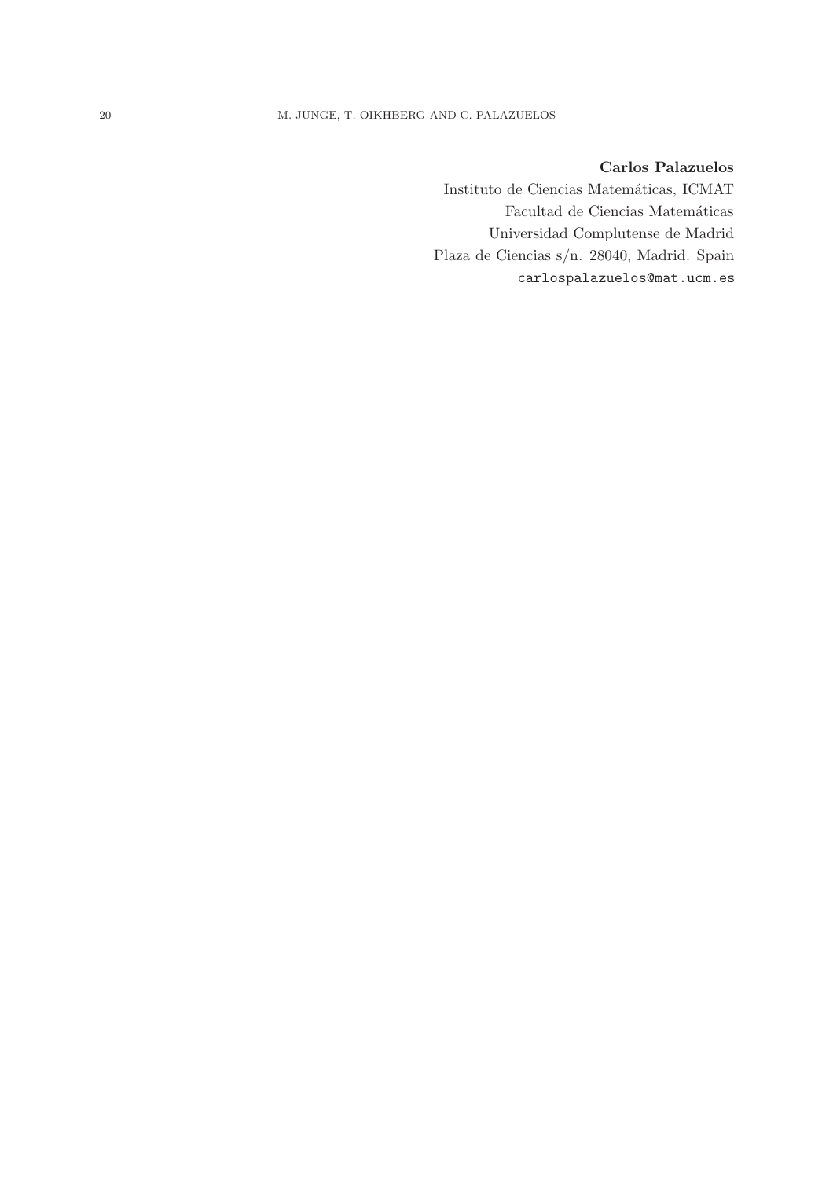**Carlos Palazuelos**
Instituto de Ciencias Matemáticas, ICMAT
Facultad de Ciencias Matemáticas
Universidad Complutense de Madrid
Plaza de Ciencias s/n. 28040, Madrid. Spain
carlospalazuelos@mat.ucm.es